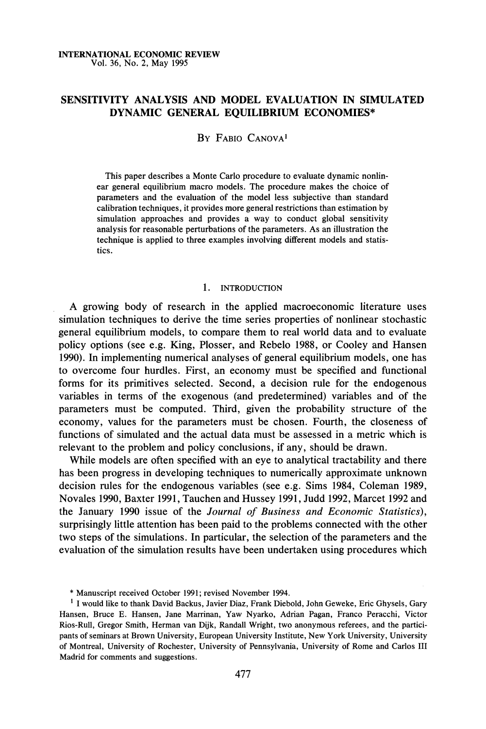# SENSITIVITY ANALYSIS AND MODEL EVALUATION IN SIMULATED DYNAMIC GENERAL EQUILIBRIUM ECONOMIES*

BY FABIO CANOVA[1]

This paper describes a Monte Carlo procedure to evaluate dynamic nonlinear general equilibrium macro models. The procedure makes the choice of parameters and the evaluation of the model less subjective than standard calibration techniques, it provides more general restrictions than estimation by simulation approaches and provides a way to conduct global sensitivity analysis for reasonable perturbations of the parameters. As an illustration the technique is applied to three examples involving different models and statistics.

## 1. INTRODUCTION

A growing body of research in the applied macroeconomic literature uses simulation techniques to derive the time series properties of nonlinear stochastic general equilibrium models, to compare them to real world data and to evaluate policy options (see e.g. King, Plosser, and Rebelo 1988, or Cooley and Hansen 1990). In implementing numerical analyses of general equilibrium models, one has to overcome four hurdles. First, an economy must be specified and functional forms for its primitives selected. Second, a decision rule for the endogenous variables in terms of the exogenous (and predetermined) variables and of the parameters must be computed. Third, given the probability structure of the economy, values for the parameters must be chosen. Fourth, the closeness of functions of simulated and the actual data must be assessed in a metric which is relevant to the problem and policy conclusions, if any, should be drawn.

While models are often specified with an eye to analytical tractability and there has been progress in developing techniques to numerically approximate unknown decision rules for the endogenous variables (see e.g. Sims 1984, Coleman 1989, Novales 1990, Baxter 1991, Tauchen and Hussey 1991, Judd 1992, Marcet 1992 and the January 1990 issue of the *Journal of Business and Economic Statistics*), surprisingly little attention has been paid to the problems connected with the other two steps of the simulations. In particular, the selection of the parameters and the evaluation of the simulation results have been undertaken using procedures which

* Manuscript received October 1991; revised November 1994.

[1] I would like to thank David Backus, Javier Diaz, Frank Diebold, John Geweke, Eric Ghysels, Gary Hansen, Bruce E. Hansen, Jane Marrinan, Yaw Nyarko, Adrian Pagan, Franco Peracchi, Victor Rios-Rull, Gregor Smith, Herman van Dijk, Randall Wright, two anonymous referees, and the participants of seminars at Brown University, European University Institute, New York University, University of Montreal, University of Rochester, University of Pennsylvania, University of Rome and Carlos III Madrid for comments and suggestions.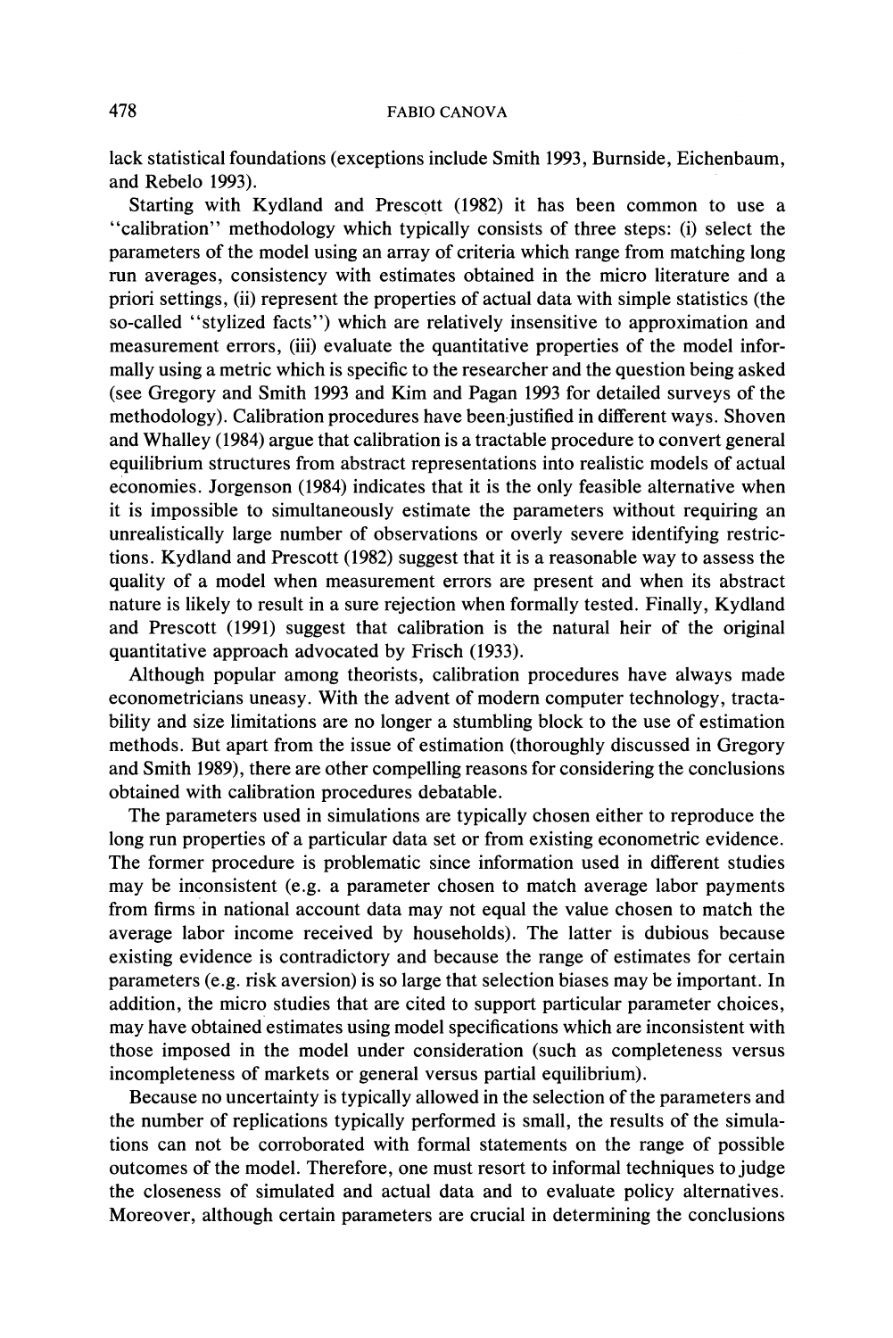lack statistical foundations (exceptions include Smith 1993, Burnside, Eichenbaum, and Rebelo 1993).

Starting with Kydland and Prescott (1982) it has been common to use a "calibration" methodology which typically consists of three steps: (i) select the parameters of the model using an array of criteria which range from matching long run averages, consistency with estimates obtained in the micro literature and a priori settings, (ii) represent the properties of actual data with simple statistics (the so-called "stylized facts") which are relatively insensitive to approximation and measurement errors, (iii) evaluate the quantitative properties of the model informally using a metric which is specific to the researcher and the question being asked (see Gregory and Smith 1993 and Kim and Pagan 1993 for detailed surveys of the methodology). Calibration procedures have been justified in different ways. Shoven and Whalley (1984) argue that calibration is a tractable procedure to convert general equilibrium structures from abstract representations into realistic models of actual economies. Jorgenson (1984) indicates that it is the only feasible alternative when it is impossible to simultaneously estimate the parameters without requiring an unrealistically large number of observations or overly severe identifying restrictions. Kydland and Prescott (1982) suggest that it is a reasonable way to assess the quality of a model when measurement errors are present and when its abstract nature is likely to result in a sure rejection when formally tested. Finally, Kydland and Prescott (1991) suggest that calibration is the natural heir of the original quantitative approach advocated by Frisch (1933).

Although popular among theorists, calibration procedures have always made econometricians uneasy. With the advent of modern computer technology, tractability and size limitations are no longer a stumbling block to the use of estimation methods. But apart from the issue of estimation (thoroughly discussed in Gregory and Smith 1989), there are other compelling reasons for considering the conclusions obtained with calibration procedures debatable.

The parameters used in simulations are typically chosen either to reproduce the long run properties of a particular data set or from existing econometric evidence. The former procedure is problematic since information used in different studies may be inconsistent (e.g. a parameter chosen to match average labor payments from firms in national account data may not equal the value chosen to match the average labor income received by households). The latter is dubious because existing evidence is contradictory and because the range of estimates for certain parameters (e.g. risk aversion) is so large that selection biases may be important. In addition, the micro studies that are cited to support particular parameter choices, may have obtained estimates using model specifications which are inconsistent with those imposed in the model under consideration (such as completeness versus incompleteness of markets or general versus partial equilibrium).

Because no uncertainty is typically allowed in the selection of the parameters and the number of replications typically performed is small, the results of the simulations can not be corroborated with formal statements on the range of possible outcomes of the model. Therefore, one must resort to informal techniques to judge the closeness of simulated and actual data and to evaluate policy alternatives. Moreover, although certain parameters are crucial in determining the conclusions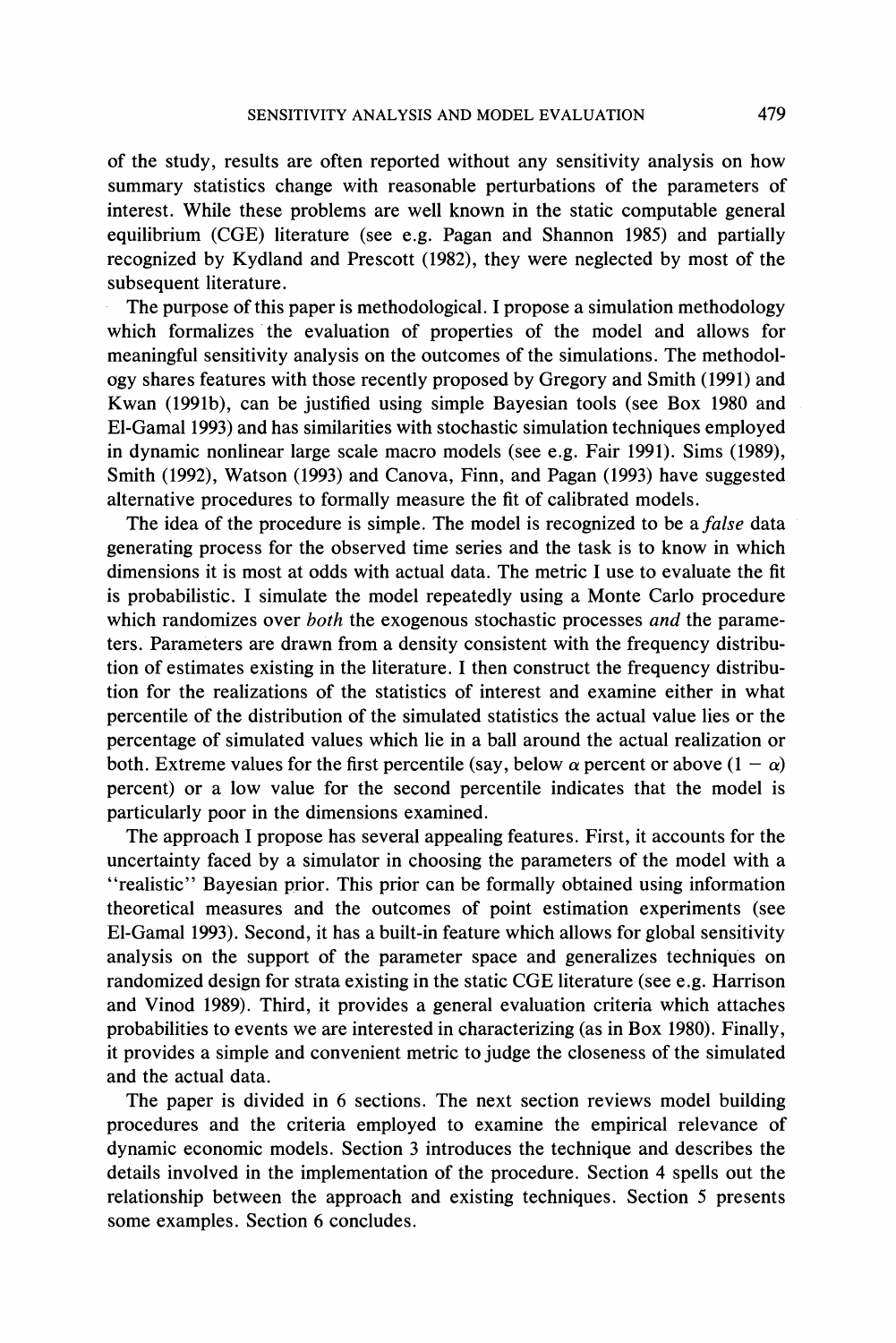of the study, results are often reported without any sensitivity analysis on how summary statistics change with reasonable perturbations of the parameters of interest. While these problems are well known in the static computable general equilibrium (CGE) literature (see e.g. Pagan and Shannon 1985) and partially recognized by Kydland and Prescott (1982), they were neglected by most of the subsequent literature.

The purpose of this paper is methodological. I propose a simulation methodology which formalizes the evaluation of properties of the model and allows for meaningful sensitivity analysis on the outcomes of the simulations. The methodology shares features with those recently proposed by Gregory and Smith (1991) and Kwan (1991b), can be justified using simple Bayesian tools (see Box 1980 and El-Gamal 1993) and has similarities with stochastic simulation techniques employed in dynamic nonlinear large scale macro models (see e.g. Fair 1991). Sims (1989), Smith (1992), Watson (1993) and Canova, Finn, and Pagan (1993) have suggested alternative procedures to formally measure the fit of calibrated models.

The idea of the procedure is simple. The model is recognized to be a *false* data generating process for the observed time series and the task is to know in which dimensions it is most at odds with actual data. The metric I use to evaluate the fit is probabilistic. I simulate the model repeatedly using a Monte Carlo procedure which randomizes over *both* the exogenous stochastic processes *and* the parameters. Parameters are drawn from a density consistent with the frequency distribution of estimates existing in the literature. I then construct the frequency distribution for the realizations of the statistics of interest and examine either in what percentile of the distribution of the simulated statistics the actual value lies or the percentage of simulated values which lie in a ball around the actual realization or both. Extreme values for the first percentile (say, below $\alpha$ percent or above $(1 - \alpha)$ percent) or a low value for the second percentile indicates that the model is particularly poor in the dimensions examined.

The approach I propose has several appealing features. First, it accounts for the uncertainty faced by a simulator in choosing the parameters of the model with a "realistic" Bayesian prior. This prior can be formally obtained using information theoretical measures and the outcomes of point estimation experiments (see El-Gamal 1993). Second, it has a built-in feature which allows for global sensitivity analysis on the support of the parameter space and generalizes techniques on randomized design for strata existing in the static CGE literature (see e.g. Harrison and Vinod 1989). Third, it provides a general evaluation criteria which attaches probabilities to events we are interested in characterizing (as in Box 1980). Finally, it provides a simple and convenient metric to judge the closeness of the simulated and the actual data.

The paper is divided in 6 sections. The next section reviews model building procedures and the criteria employed to examine the empirical relevance of dynamic economic models. Section 3 introduces the technique and describes the details involved in the implementation of the procedure. Section 4 spells out the relationship between the approach and existing techniques. Section 5 presents some examples. Section 6 concludes.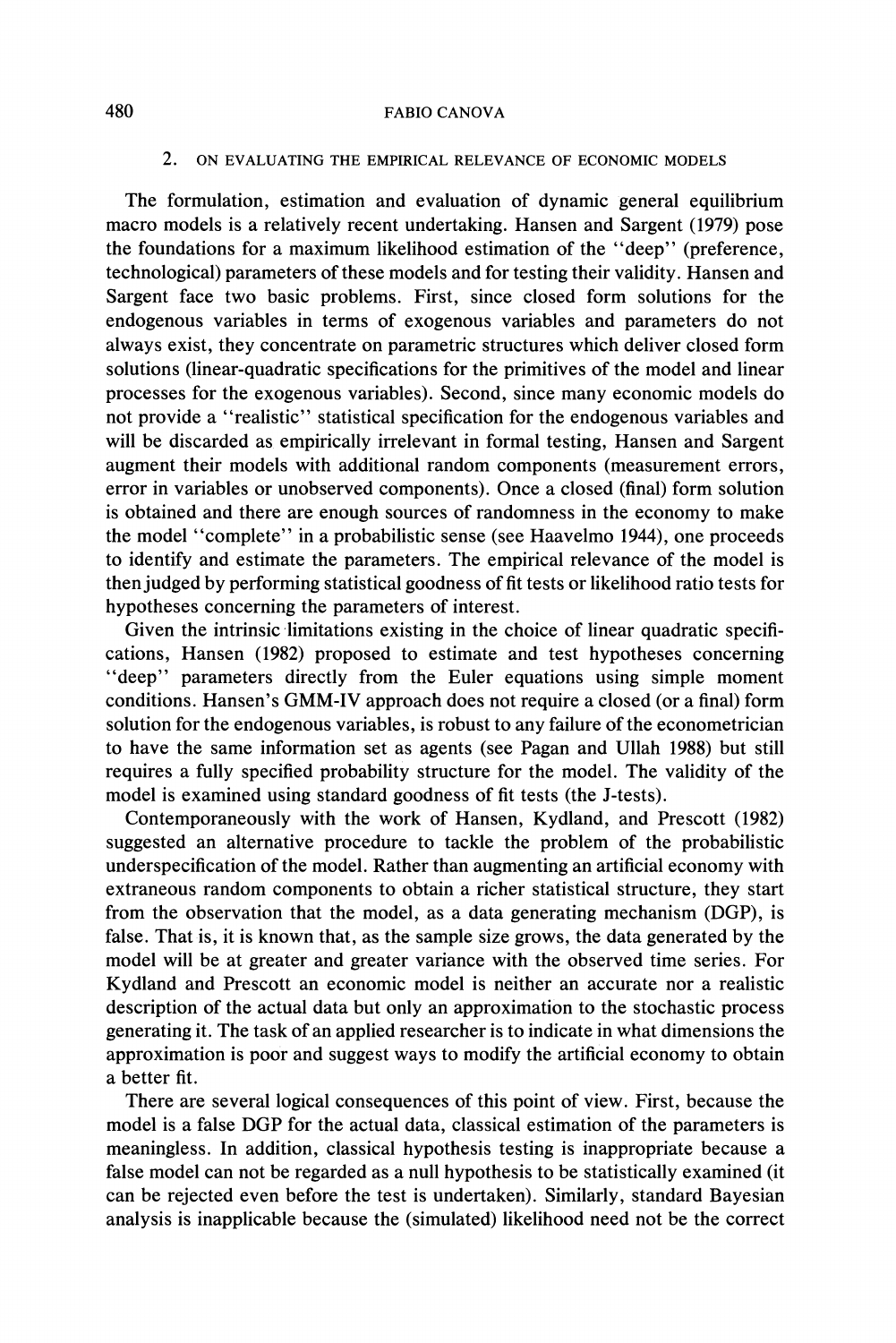## 2. ON EVALUATING THE EMPIRICAL RELEVANCE OF ECONOMIC MODELS

The formulation, estimation and evaluation of dynamic general equilibrium macro models is a relatively recent undertaking. Hansen and Sargent (1979) pose the foundations for a maximum likelihood estimation of the "deep" (preference, technological) parameters of these models and for testing their validity. Hansen and Sargent face two basic problems. First, since closed form solutions for the endogenous variables in terms of exogenous variables and parameters do not always exist, they concentrate on parametric structures which deliver closed form solutions (linear-quadratic specifications for the primitives of the model and linear processes for the exogenous variables). Second, since many economic models do not provide a "realistic" statistical specification for the endogenous variables and will be discarded as empirically irrelevant in formal testing, Hansen and Sargent augment their models with additional random components (measurement errors, error in variables or unobserved components). Once a closed (final) form solution is obtained and there are enough sources of randomness in the economy to make the model "complete" in a probabilistic sense (see Haavelmo 1944), one proceeds to identify and estimate the parameters. The empirical relevance of the model is then judged by performing statistical goodness of fit tests or likelihood ratio tests for hypotheses concerning the parameters of interest.

Given the intrinsic limitations existing in the choice of linear quadratic specifications, Hansen (1982) proposed to estimate and test hypotheses concerning "deep" parameters directly from the Euler equations using simple moment conditions. Hansen's GMM-IV approach does not require a closed (or a final) form solution for the endogenous variables, is robust to any failure of the econometrician to have the same information set as agents (see Pagan and Ullah 1988) but still requires a fully specified probability structure for the model. The validity of the model is examined using standard goodness of fit tests (the J-tests).

Contemporaneously with the work of Hansen, Kydland, and Prescott (1982) suggested an alternative procedure to tackle the problem of the probabilistic underspecification of the model. Rather than augmenting an artificial economy with extraneous random components to obtain a richer statistical structure, they start from the observation that the model, as a data generating mechanism (DGP), is false. That is, it is known that, as the sample size grows, the data generated by the model will be at greater and greater variance with the observed time series. For Kydland and Prescott an economic model is neither an accurate nor a realistic description of the actual data but only an approximation to the stochastic process generating it. The task of an applied researcher is to indicate in what dimensions the approximation is poor and suggest ways to modify the artificial economy to obtain a better fit.

There are several logical consequences of this point of view. First, because the model is a false DGP for the actual data, classical estimation of the parameters is meaningless. In addition, classical hypothesis testing is inappropriate because a false model can not be regarded as a null hypothesis to be statistically examined (it can be rejected even before the test is undertaken). Similarly, standard Bayesian analysis is inapplicable because the (simulated) likelihood need not be the correct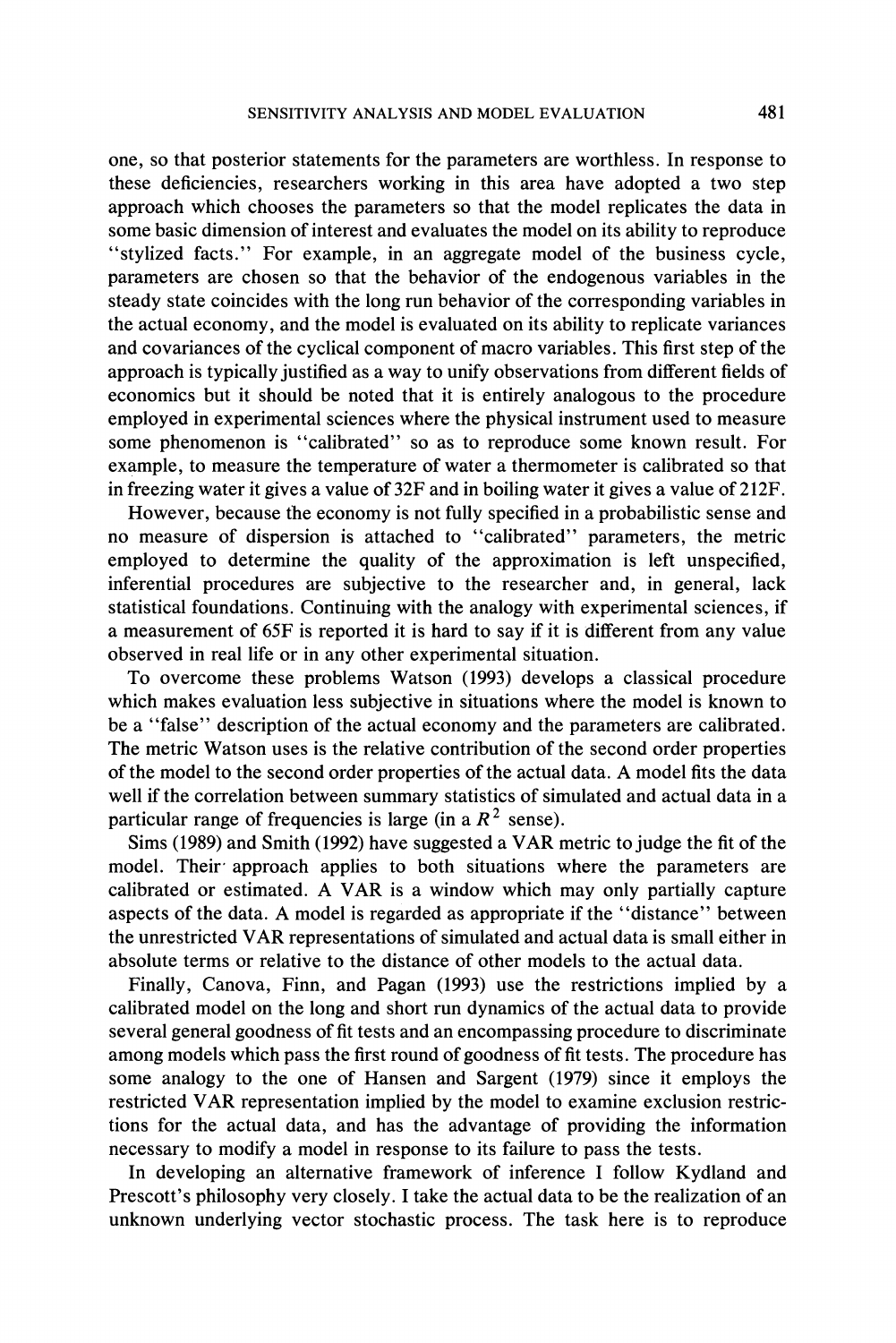one, so that posterior statements for the parameters are worthless. In response to these deficiencies, researchers working in this area have adopted a two step approach which chooses the parameters so that the model replicates the data in some basic dimension of interest and evaluates the model on its ability to reproduce "stylized facts." For example, in an aggregate model of the business cycle, parameters are chosen so that the behavior of the endogenous variables in the steady state coincides with the long run behavior of the corresponding variables in the actual economy, and the model is evaluated on its ability to replicate variances and covariances of the cyclical component of macro variables. This first step of the approach is typically justified as a way to unify observations from different fields of economics but it should be noted that it is entirely analogous to the procedure employed in experimental sciences where the physical instrument used to measure some phenomenon is "calibrated" so as to reproduce some known result. For example, to measure the temperature of water a thermometer is calibrated so that in freezing water it gives a value of 32F and in boiling water it gives a value of 212F.

However, because the economy is not fully specified in a probabilistic sense and no measure of dispersion is attached to "calibrated" parameters, the metric employed to determine the quality of the approximation is left unspecified, inferential procedures are subjective to the researcher and, in general, lack statistical foundations. Continuing with the analogy with experimental sciences, if a measurement of 65F is reported it is hard to say if it is different from any value observed in real life or in any other experimental situation.

To overcome these problems Watson (1993) develops a classical procedure which makes evaluation less subjective in situations where the model is known to be a "false" description of the actual economy and the parameters are calibrated. The metric Watson uses is the relative contribution of the second order properties of the model to the second order properties of the actual data. A model fits the data well if the correlation between summary statistics of simulated and actual data in a particular range of frequencies is large (in a $R^2$ sense).

Sims (1989) and Smith (1992) have suggested a VAR metric to judge the fit of the model. Their approach applies to both situations where the parameters are calibrated or estimated. A VAR is a window which may only partially capture aspects of the data. A model is regarded as appropriate if the "distance" between the unrestricted VAR representations of simulated and actual data is small either in absolute terms or relative to the distance of other models to the actual data.

Finally, Canova, Finn, and Pagan (1993) use the restrictions implied by a calibrated model on the long and short run dynamics of the actual data to provide several general goodness of fit tests and an encompassing procedure to discriminate among models which pass the first round of goodness of fit tests. The procedure has some analogy to the one of Hansen and Sargent (1979) since it employs the restricted VAR representation implied by the model to examine exclusion restrictions for the actual data, and has the advantage of providing the information necessary to modify a model in response to its failure to pass the tests.

In developing an alternative framework of inference I follow Kydland and Prescott's philosophy very closely. I take the actual data to be the realization of an unknown underlying vector stochastic process. The task here is to reproduce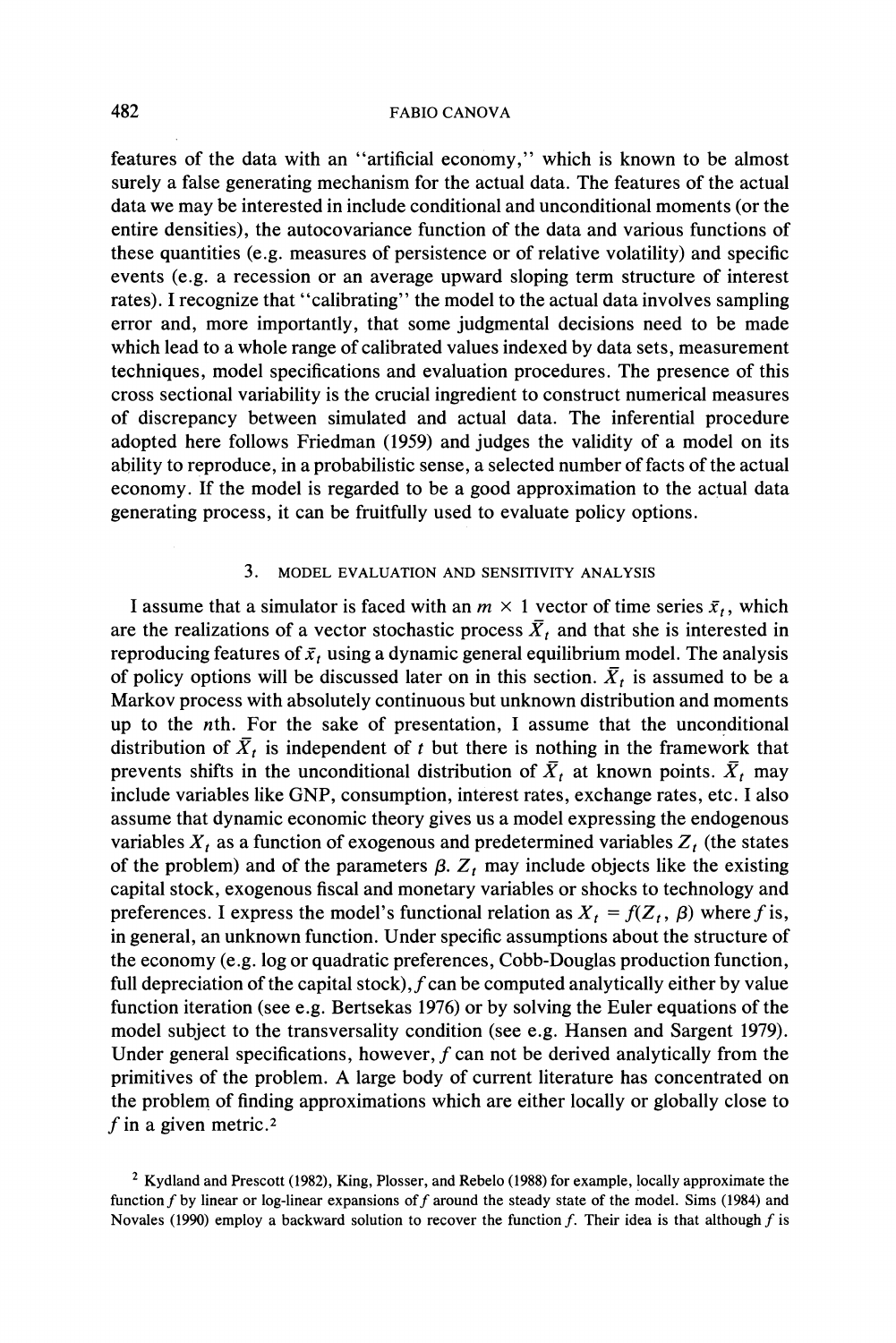features of the data with an "artificial economy," which is known to be almost surely a false generating mechanism for the actual data. The features of the actual data we may be interested in include conditional and unconditional moments (or the entire densities), the autocovariance function of the data and various functions of these quantities (e.g. measures of persistence or of relative volatility) and specific events (e.g. a recession or an average upward sloping term structure of interest rates). I recognize that "calibrating" the model to the actual data involves sampling error and, more importantly, that some judgmental decisions need to be made which lead to a whole range of calibrated values indexed by data sets, measurement techniques, model specifications and evaluation procedures. The presence of this cross sectional variability is the crucial ingredient to construct numerical measures of discrepancy between simulated and actual data. The inferential procedure adopted here follows Friedman (1959) and judges the validity of a model on its ability to reproduce, in a probabilistic sense, a selected number of facts of the actual economy. If the model is regarded to be a good approximation to the actual data generating process, it can be fruitfully used to evaluate policy options.

## 3. MODEL EVALUATION AND SENSITIVITY ANALYSIS

I assume that a simulator is faced with an $m \times 1$ vector of time series $\bar{x}_t$, which are the realizations of a vector stochastic process $\bar{X}_t$ and that she is interested in reproducing features of $\bar{x}_t$ using a dynamic general equilibrium model. The analysis of policy options will be discussed later on in this section. $\bar{X}_t$ is assumed to be a Markov process with absolutely continuous but unknown distribution and moments up to the $n$th. For the sake of presentation, I assume that the unconditional distribution of $\bar{X}_t$ is independent of $t$ but there is nothing in the framework that prevents shifts in the unconditional distribution of $\bar{X}_t$ at known points. $\bar{X}_t$ may include variables like GNP, consumption, interest rates, exchange rates, etc. I also assume that dynamic economic theory gives us a model expressing the endogenous variables $X_t$ as a function of exogenous and predetermined variables $Z_t$ (the states of the problem) and of the parameters $\beta$. $Z_t$ may include objects like the existing capital stock, exogenous fiscal and monetary variables or shocks to technology and preferences. I express the model's functional relation as $X_t = f(Z_t, \beta)$ where $f$ is, in general, an unknown function. Under specific assumptions about the structure of the economy (e.g. log or quadratic preferences, Cobb-Douglas production function, full depreciation of the capital stock), $f$ can be computed analytically either by value function iteration (see e.g. Bertsekas 1976) or by solving the Euler equations of the model subject to the transversality condition (see e.g. Hansen and Sargent 1979). Under general specifications, however, $f$ can not be derived analytically from the primitives of the problem. A large body of current literature has concentrated on the problem of finding approximations which are either locally or globally close to $f$ in a given metric.[2]

[2] Kydland and Prescott (1982), King, Plosser, and Rebelo (1988) for example, locally approximate the function $f$ by linear or log-linear expansions of $f$ around the steady state of the model. Sims (1984) and Novales (1990) employ a backward solution to recover the function $f$. Their idea is that although $f$ is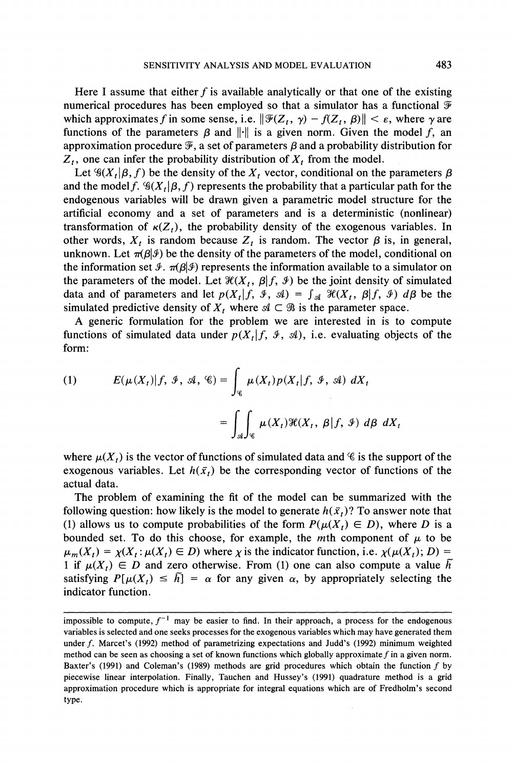Here I assume that either $f$ is available analytically or that one of the existing numerical procedures has been employed so that a simulator has a functional $\mathcal{F}$ which approximates $f$ in some sense, i.e. $\|\mathcal{F}(Z_t, \gamma) - f(Z_t, \beta)\| < \epsilon$, where $\gamma$ are functions of the parameters $\beta$ and $\|\cdot\|$ is a given norm. Given the model $f$, an approximation procedure $\mathcal{F}$, a set of parameters $\beta$ and a probability distribution for $Z_t$, one can infer the probability distribution of $X_t$ from the model.

Let $\mathcal{G}(X_t|\beta, f)$ be the density of the $X_t$ vector, conditional on the parameters $\beta$ and the model $f$. $\mathcal{G}(X_t|\beta, f)$ represents the probability that a particular path for the endogenous variables will be drawn given a parametric model structure for the artificial economy and a set of parameters and is a deterministic (nonlinear) transformation of $\kappa(Z_t)$, the probability density of the exogenous variables. In other words, $X_t$ is random because $Z_t$ is random. The vector $\beta$ is, in general, unknown. Let $\pi(\beta|\mathcal{I})$ be the density of the parameters of the model, conditional on the information set $\mathcal{I}$. $\pi(\beta|\mathcal{I})$ represents the information available to a simulator on the parameters of the model. Let $\mathcal{H}(X_t, \beta|f, \mathcal{I})$ be the joint density of simulated data and of parameters and let $p(X_t|f, \mathcal{I}, \mathcal{A}) = \int_{\mathcal{A}} \mathcal{H}(X_t, \beta|f, \mathcal{I})\, d\beta$ be the simulated predictive density of $X_t$ where $\mathcal{A} \subset \mathcal{B}$ is the parameter space.

A generic formulation for the problem we are interested in is to compute functions of simulated data under $p(X_t|f, \mathcal{I}, \mathcal{A})$, i.e. evaluating objects of the form:

$$
\begin{aligned}
(1) \qquad E(\mu(X_t)|f, \mathcal{I}, \mathcal{A}, \mathcal{C}) &= \int_{\mathcal{C}} \mu(X_t) p(X_t|f, \mathcal{I}, \mathcal{A})\, dX_t \\
&= \int_{\mathcal{A}} \int_{\mathcal{C}} \mu(X_t) \mathcal{H}(X_t, \beta|f, \mathcal{I})\, d\beta\, dX_t
\end{aligned}
$$

where $\mu(X_t)$ is the vector of functions of simulated data and $\mathcal{C}$ is the support of the exogenous variables. Let $h(\bar{x}_t)$ be the corresponding vector of functions of the actual data.

The problem of examining the fit of the model can be summarized with the following question: how likely is the model to generate $h(\bar{x}_t)$? To answer note that (1) allows us to compute probabilities of the form $P(\mu(X_t) \in D)$, where $D$ is a bounded set. To do this choose, for example, the $m$th component of $\mu$ to be $\mu_m(X_t) = \chi(X_t : \mu(X_t) \in D)$ where $\chi$ is the indicator function, i.e. $\chi(\mu(X_t); D) = 1$ if $\mu(X_t) \in D$ and zero otherwise. From (1) one can also compute a value $\bar{h}$ satisfying $P[\mu(X_t) \le \bar{h}] = \alpha$ for any given $\alpha$, by appropriately selecting the indicator function.

---

impossible to compute, $f^{-1}$ may be easier to find. In their approach, a process for the endogenous variables is selected and one seeks processes for the exogenous variables which may have generated them under $f$. Marcet's (1992) method of parametrizing expectations and Judd's (1992) minimum weighted method can be seen as choosing a set of known functions which globally approximate $f$ in a given norm. Baxter's (1991) and Coleman's (1989) methods are grid procedures which obtain the function $f$ by piecewise linear interpolation. Finally, Tauchen and Hussey's (1991) quadrature method is a grid approximation procedure which is appropriate for integral equations which are of Fredholm's second type.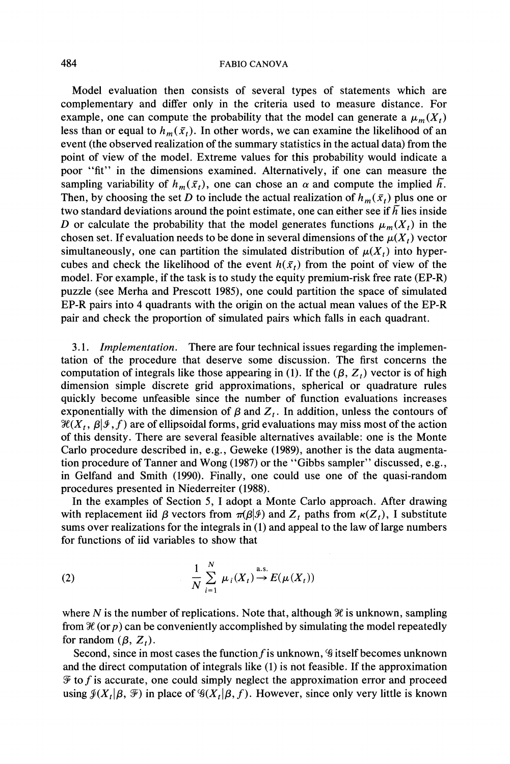Model evaluation then consists of several types of statements which are complementary and differ only in the criteria used to measure distance. For example, one can compute the probability that the model can generate a $\mu_m(X_t)$ less than or equal to $h_m(\bar{x}_t)$. In other words, we can examine the likelihood of an event (the observed realization of the summary statistics in the actual data) from the point of view of the model. Extreme values for this probability would indicate a poor "fit" in the dimensions examined. Alternatively, if one can measure the sampling variability of $h_m(\bar{x}_t)$, one can chose an $\alpha$ and compute the implied $\bar{h}$. Then, by choosing the set $D$ to include the actual realization of $h_m(\bar{x}_t)$ plus one or two standard deviations around the point estimate, one can either see if $\bar{h}$ lies inside $D$ or calculate the probability that the model generates functions $\mu_m(X_t)$ in the chosen set. If evaluation needs to be done in several dimensions of the $\mu(X_t)$ vector simultaneously, one can partition the simulated distribution of $\mu(X_t)$ into hypercubes and check the likelihood of the event $h(\bar{x}_t)$ from the point of view of the model. For example, if the task is to study the equity premium-risk free rate (EP-R) puzzle (see Merha and Prescott 1985), one could partition the space of simulated EP-R pairs into 4 quadrants with the origin on the actual mean values of the EP-R pair and check the proportion of simulated pairs which falls in each quadrant.

3.1. *Implementation.* There are four technical issues regarding the implementation of the procedure that deserve some discussion. The first concerns the computation of integrals like those appearing in (1). If the $(\beta, Z_t)$ vector is of high dimension simple discrete grid approximations, spherical or quadrature rules quickly become unfeasible since the number of function evaluations increases exponentially with the dimension of $\beta$ and $Z_t$. In addition, unless the contours of $\mathcal{H}(X_t, \beta | \mathcal{I}, f)$ are of ellipsoidal forms, grid evaluations may miss most of the action of this density. There are several feasible alternatives available: one is the Monte Carlo procedure described in, e.g., Geweke (1989), another is the data augmentation procedure of Tanner and Wong (1987) or the "Gibbs sampler" discussed, e.g., in Gelfand and Smith (1990). Finally, one could use one of the quasi-random procedures presented in Niederreiter (1988).

In the examples of Section 5, I adopt a Monte Carlo approach. After drawing with replacement iid $\beta$ vectors from $\pi(\beta | \mathcal{I})$ and $Z_t$ paths from $\kappa(Z_t)$, I substitute sums over realizations for the integrals in (1) and appeal to the law of large numbers for functions of iid variables to show that

$$\frac{1}{N} \sum_{i=1}^{N} \mu_i(X_t) \overset{\text{a.s.}}{\rightarrow} E(\mu(X_t)) \tag{2}$$

where $N$ is the number of replications. Note that, although $\mathcal{H}$ is unknown, sampling from $\mathcal{H}$ (or $p$) can be conveniently accomplished by simulating the model repeatedly for random $(\beta, Z_t)$.

Second, since in most cases the function $f$ is unknown, $\mathcal{G}$ itself becomes unknown and the direct computation of integrals like (1) is not feasible. If the approximation $\mathcal{F}$ to $f$ is accurate, one could simply neglect the approximation error and proceed using $\mathcal{I}(X_t | \beta, \mathcal{F})$ in place of $\mathcal{G}(X_t | \beta, f)$. However, since only very little is known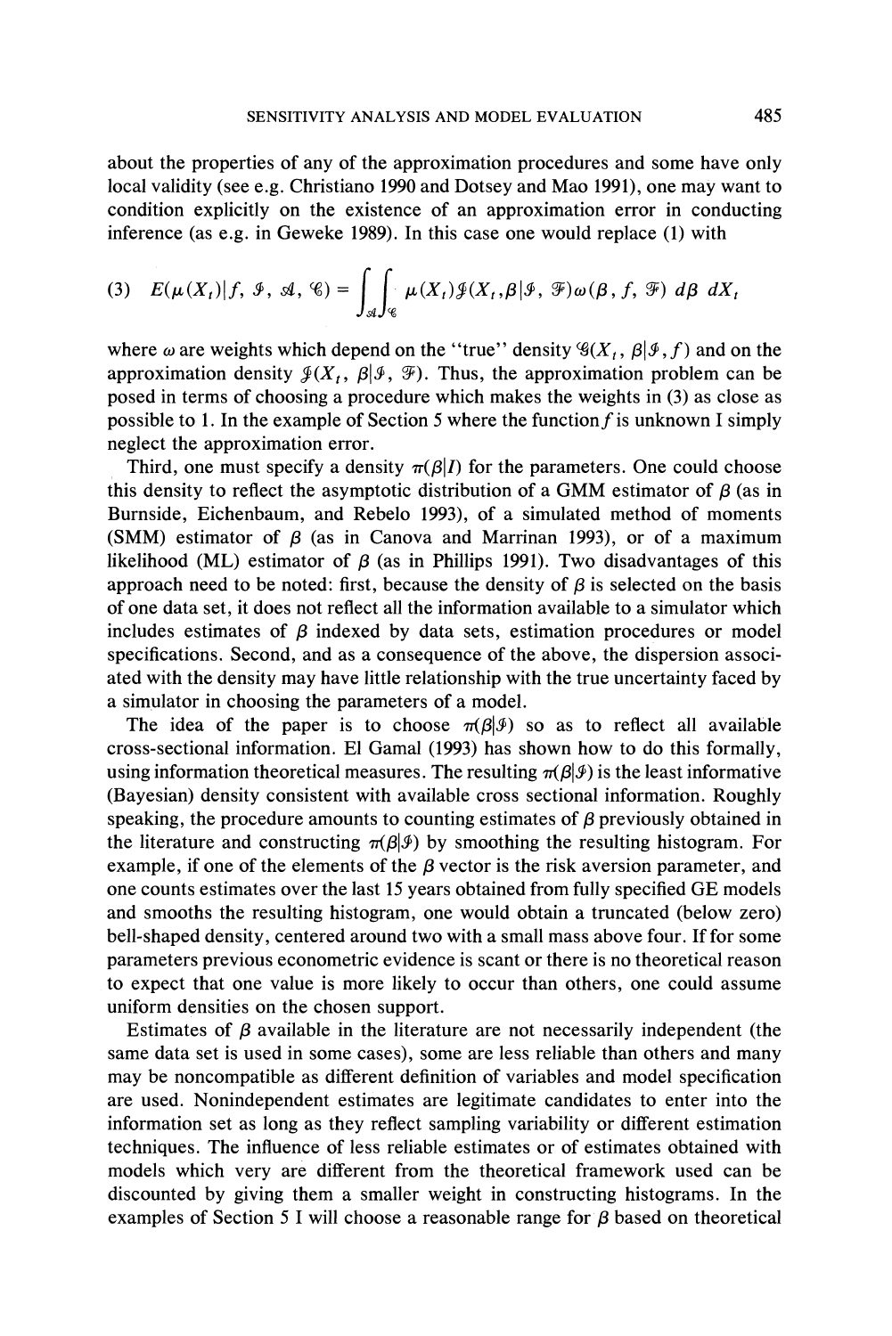about the properties of any of the approximation procedures and some have only local validity (see e.g. Christiano 1990 and Dotsey and Mao 1991), one may want to condition explicitly on the existence of an approximation error in conducting inference (as e.g. in Geweke 1989). In this case one would replace (1) with

$$(3)\quad E(\mu(X_t)|f, \mathcal{I}, \mathcal{A}, \mathcal{C}) = \int_{\mathcal{A}}\int_{\mathcal{C}} \mu(X_t)\mathcal{J}(X_t, \beta|\mathcal{I}, \mathcal{F})\omega(\beta, f, \mathcal{F})\, d\beta\, dX_t$$

where $\omega$ are weights which depend on the "true" density $\mathcal{G}(X_t, \beta|\mathcal{I}, f)$ and on the approximation density $\mathcal{J}(X_t, \beta|\mathcal{I}, \mathcal{F})$. Thus, the approximation problem can be posed in terms of choosing a procedure which makes the weights in (3) as close as possible to 1. In the example of Section 5 where the function $f$ is unknown I simply neglect the approximation error.

Third, one must specify a density $\pi(\beta|I)$ for the parameters. One could choose this density to reflect the asymptotic distribution of a GMM estimator of $\beta$ (as in Burnside, Eichenbaum, and Rebelo 1993), of a simulated method of moments (SMM) estimator of $\beta$ (as in Canova and Marrinan 1993), or of a maximum likelihood (ML) estimator of $\beta$ (as in Phillips 1991). Two disadvantages of this approach need to be noted: first, because the density of $\beta$ is selected on the basis of one data set, it does not reflect all the information available to a simulator which includes estimates of $\beta$ indexed by data sets, estimation procedures or model specifications. Second, and as a consequence of the above, the dispersion associated with the density may have little relationship with the true uncertainty faced by a simulator in choosing the parameters of a model.

The idea of the paper is to choose $\pi(\beta|\mathcal{I})$ so as to reflect all available cross-sectional information. El Gamal (1993) has shown how to do this formally, using information theoretical measures. The resulting $\pi(\beta|\mathcal{I})$ is the least informative (Bayesian) density consistent with available cross sectional information. Roughly speaking, the procedure amounts to counting estimates of $\beta$ previously obtained in the literature and constructing $\pi(\beta|\mathcal{I})$ by smoothing the resulting histogram. For example, if one of the elements of the $\beta$ vector is the risk aversion parameter, and one counts estimates over the last 15 years obtained from fully specified GE models and smooths the resulting histogram, one would obtain a truncated (below zero) bell-shaped density, centered around two with a small mass above four. If for some parameters previous econometric evidence is scant or there is no theoretical reason to expect that one value is more likely to occur than others, one could assume uniform densities on the chosen support.

Estimates of $\beta$ available in the literature are not necessarily independent (the same data set is used in some cases), some are less reliable than others and many may be noncompatible as different definition of variables and model specification are used. Nonindependent estimates are legitimate candidates to enter into the information set as long as they reflect sampling variability or different estimation techniques. The influence of less reliable estimates or of estimates obtained with models which very are different from the theoretical framework used can be discounted by giving them a smaller weight in constructing histograms. In the examples of Section 5 I will choose a reasonable range for $\beta$ based on theoretical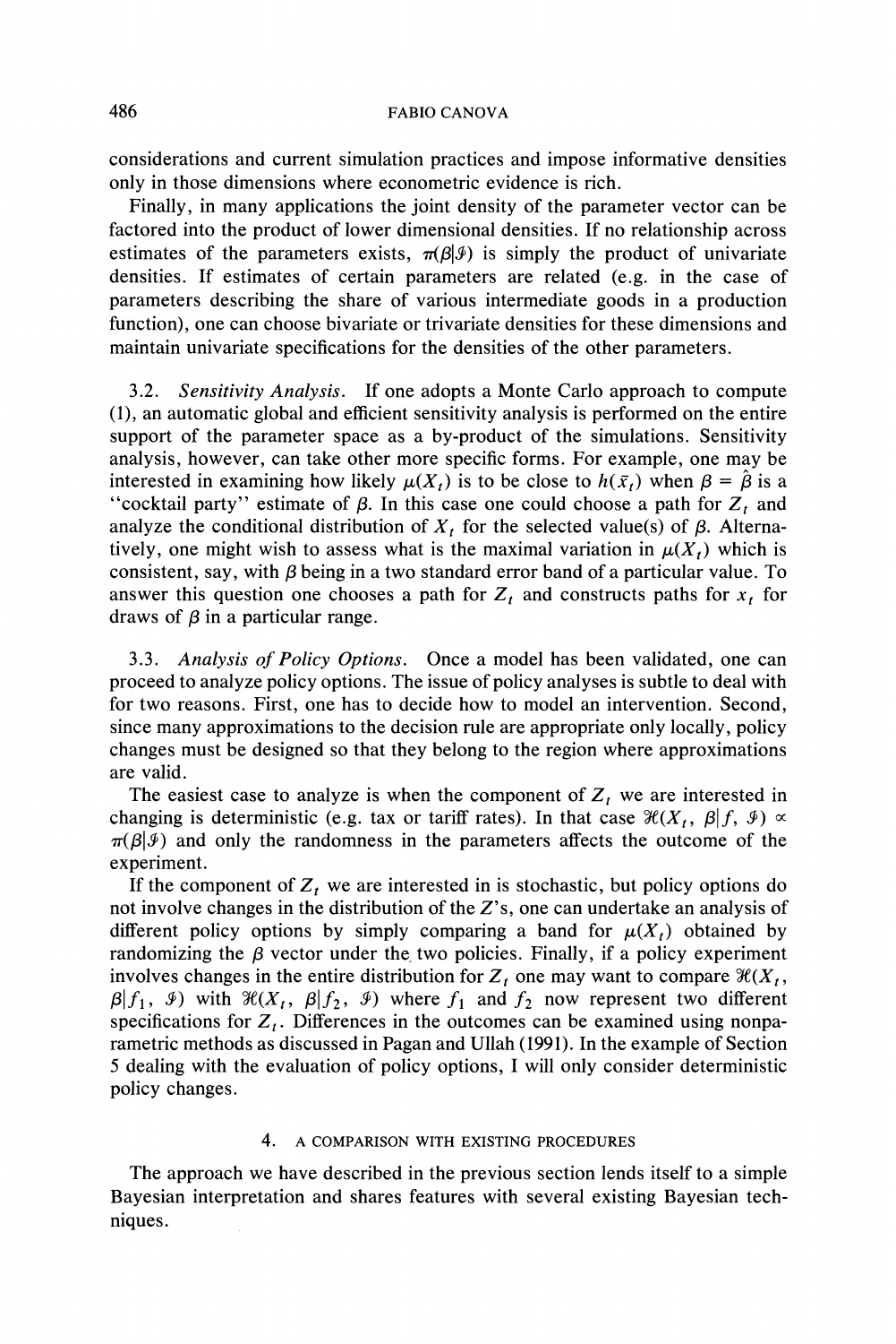considerations and current simulation practices and impose informative densities only in those dimensions where econometric evidence is rich.

Finally, in many applications the joint density of the parameter vector can be factored into the product of lower dimensional densities. If no relationship across estimates of the parameters exists, $\pi(\beta|\mathcal{I})$ is simply the product of univariate densities. If estimates of certain parameters are related (e.g. in the case of parameters describing the share of various intermediate goods in a production function), one can choose bivariate or trivariate densities for these dimensions and maintain univariate specifications for the densities of the other parameters.

3.2. *Sensitivity Analysis.* If one adopts a Monte Carlo approach to compute (1), an automatic global and efficient sensitivity analysis is performed on the entire support of the parameter space as a by-product of the simulations. Sensitivity analysis, however, can take other more specific forms. For example, one may be interested in examining how likely $\mu(X_t)$ is to be close to $h(\bar{x}_t)$ when $\beta = \hat{\beta}$ is a "cocktail party" estimate of $\beta$. In this case one could choose a path for $Z_t$ and analyze the conditional distribution of $X_t$ for the selected value(s) of $\beta$. Alternatively, one might wish to assess what is the maximal variation in $\mu(X_t)$ which is consistent, say, with $\beta$ being in a two standard error band of a particular value. To answer this question one chooses a path for $Z_t$ and constructs paths for $x_t$ for draws of $\beta$ in a particular range.

3.3. *Analysis of Policy Options.* Once a model has been validated, one can proceed to analyze policy options. The issue of policy analyses is subtle to deal with for two reasons. First, one has to decide how to model an intervention. Second, since many approximations to the decision rule are appropriate only locally, policy changes must be designed so that they belong to the region where approximations are valid.

The easiest case to analyze is when the component of $Z_t$ we are interested in changing is deterministic (e.g. tax or tariff rates). In that case $\mathcal{H}(X_t, \beta|f, \mathcal{I}) \propto \pi(\beta|\mathcal{I})$ and only the randomness in the parameters affects the outcome of the experiment.

If the component of $Z_t$ we are interested in is stochastic, but policy options do not involve changes in the distribution of the $Z$'s, one can undertake an analysis of different policy options by simply comparing a band for $\mu(X_t)$ obtained by randomizing the $\beta$ vector under the two policies. Finally, if a policy experiment involves changes in the entire distribution for $Z_t$ one may want to compare $\mathcal{H}(X_t, \beta|f_1, \mathcal{I})$ with $\mathcal{H}(X_t, \beta|f_2, \mathcal{I})$ where $f_1$ and $f_2$ now represent two different specifications for $Z_t$. Differences in the outcomes can be examined using nonparametric methods as discussed in Pagan and Ullah (1991). In the example of Section 5 dealing with the evaluation of policy options, I will only consider deterministic policy changes.

## 4. A COMPARISON WITH EXISTING PROCEDURES

The approach we have described in the previous section lends itself to a simple Bayesian interpretation and shares features with several existing Bayesian techniques.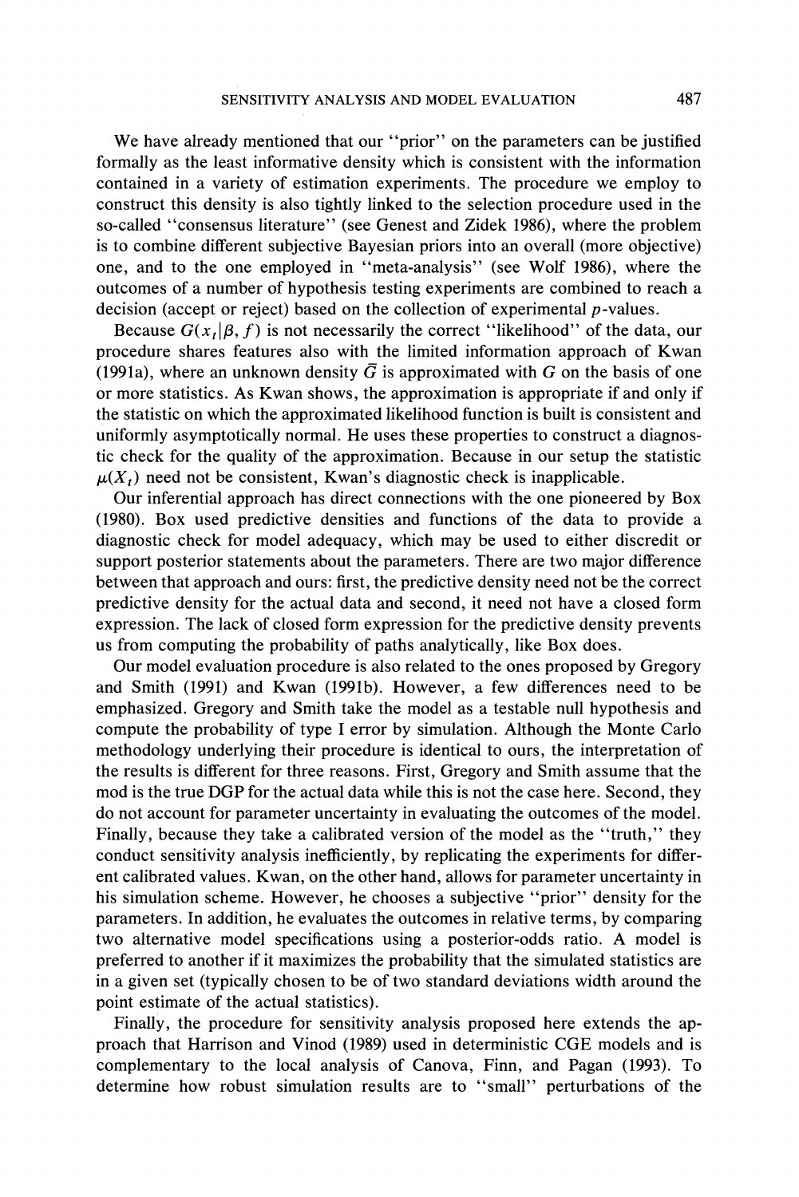We have already mentioned that our "prior" on the parameters can be justified formally as the least informative density which is consistent with the information contained in a variety of estimation experiments. The procedure we employ to construct this density is also tightly linked to the selection procedure used in the so-called "consensus literature" (see Genest and Zidek 1986), where the problem is to combine different subjective Bayesian priors into an overall (more objective) one, and to the one employed in "meta-analysis" (see Wolf 1986), where the outcomes of a number of hypothesis testing experiments are combined to reach a decision (accept or reject) based on the collection of experimental $p$-values.

Because $G(x_t|\beta, f)$ is not necessarily the correct "likelihood" of the data, our procedure shares features also with the limited information approach of Kwan (1991a), where an unknown density $\bar{G}$ is approximated with $G$ on the basis of one or more statistics. As Kwan shows, the approximation is appropriate if and only if the statistic on which the approximated likelihood function is built is consistent and uniformly asymptotically normal. He uses these properties to construct a diagnostic check for the quality of the approximation. Because in our setup the statistic $\mu(X_t)$ need not be consistent, Kwan's diagnostic check is inapplicable.

Our inferential approach has direct connections with the one pioneered by Box (1980). Box used predictive densities and functions of the data to provide a diagnostic check for model adequacy, which may be used to either discredit or support posterior statements about the parameters. There are two major difference between that approach and ours: first, the predictive density need not be the correct predictive density for the actual data and second, it need not have a closed form expression. The lack of closed form expression for the predictive density prevents us from computing the probability of paths analytically, like Box does.

Our model evaluation procedure is also related to the ones proposed by Gregory and Smith (1991) and Kwan (1991b). However, a few differences need to be emphasized. Gregory and Smith take the model as a testable null hypothesis and compute the probability of type I error by simulation. Although the Monte Carlo methodology underlying their procedure is identical to ours, the interpretation of the results is different for three reasons. First, Gregory and Smith assume that the mod is the true DGP for the actual data while this is not the case here. Second, they do not account for parameter uncertainty in evaluating the outcomes of the model. Finally, because they take a calibrated version of the model as the "truth," they conduct sensitivity analysis inefficiently, by replicating the experiments for different calibrated values. Kwan, on the other hand, allows for parameter uncertainty in his simulation scheme. However, he chooses a subjective "prior" density for the parameters. In addition, he evaluates the outcomes in relative terms, by comparing two alternative model specifications using a posterior-odds ratio. A model is preferred to another if it maximizes the probability that the simulated statistics are in a given set (typically chosen to be of two standard deviations width around the point estimate of the actual statistics).

Finally, the procedure for sensitivity analysis proposed here extends the approach that Harrison and Vinod (1989) used in deterministic CGE models and is complementary to the local analysis of Canova, Finn, and Pagan (1993). To determine how robust simulation results are to "small" perturbations of the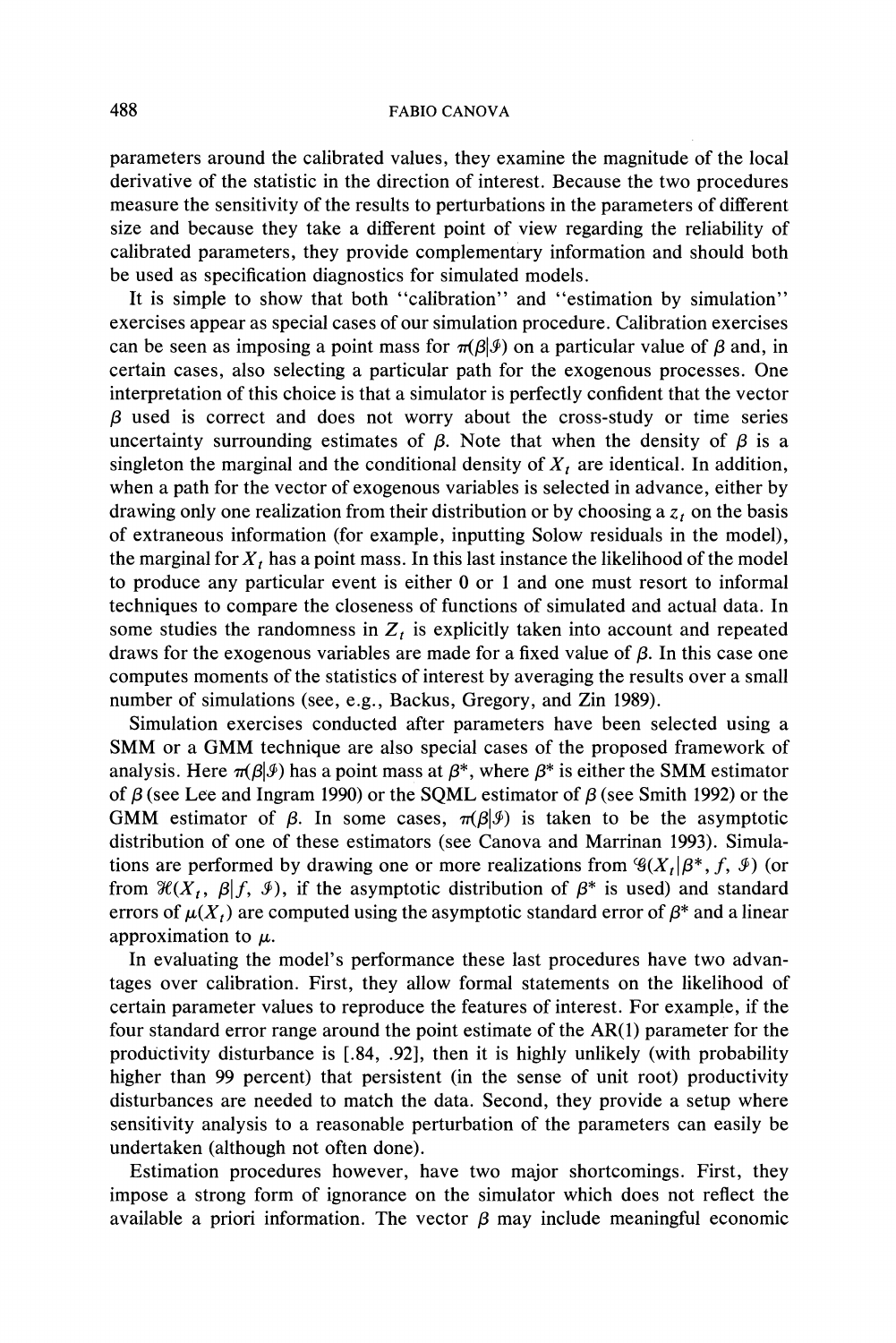parameters around the calibrated values, they examine the magnitude of the local derivative of the statistic in the direction of interest. Because the two procedures measure the sensitivity of the results to perturbations in the parameters of different size and because they take a different point of view regarding the reliability of calibrated parameters, they provide complementary information and should both be used as specification diagnostics for simulated models.

It is simple to show that both "calibration" and "estimation by simulation" exercises appear as special cases of our simulation procedure. Calibration exercises can be seen as imposing a point mass for $\pi(\beta|\mathcal{I})$ on a particular value of $\beta$ and, in certain cases, also selecting a particular path for the exogenous processes. One interpretation of this choice is that a simulator is perfectly confident that the vector $\beta$ used is correct and does not worry about the cross-study or time series uncertainty surrounding estimates of $\beta$. Note that when the density of $\beta$ is a singleton the marginal and the conditional density of $X_t$ are identical. In addition, when a path for the vector of exogenous variables is selected in advance, either by drawing only one realization from their distribution or by choosing a $z_t$ on the basis of extraneous information (for example, inputting Solow residuals in the model), the marginal for $X_t$ has a point mass. In this last instance the likelihood of the model to produce any particular event is either 0 or 1 and one must resort to informal techniques to compare the closeness of functions of simulated and actual data. In some studies the randomness in $Z_t$ is explicitly taken into account and repeated draws for the exogenous variables are made for a fixed value of $\beta$. In this case one computes moments of the statistics of interest by averaging the results over a small number of simulations (see, e.g., Backus, Gregory, and Zin 1989).

Simulation exercises conducted after parameters have been selected using a SMM or a GMM technique are also special cases of the proposed framework of analysis. Here $\pi(\beta|\mathcal{I})$ has a point mass at $\beta^*$, where $\beta^*$ is either the SMM estimator of $\beta$ (see Lee and Ingram 1990) or the SQML estimator of $\beta$ (see Smith 1992) or the GMM estimator of $\beta$. In some cases, $\pi(\beta|\mathcal{I})$ is taken to be the asymptotic distribution of one of these estimators (see Canova and Marrinan 1993). Simulations are performed by drawing one or more realizations from $\mathcal{G}(X_t|\beta^*, f, \mathcal{I})$ (or from $\mathcal{H}(X_t, \beta|f, \mathcal{I})$, if the asymptotic distribution of $\beta^*$ is used) and standard errors of $\mu(X_t)$ are computed using the asymptotic standard error of $\beta^*$ and a linear approximation to $\mu$.

In evaluating the model's performance these last procedures have two advantages over calibration. First, they allow formal statements on the likelihood of certain parameter values to reproduce the features of interest. For example, if the four standard error range around the point estimate of the AR(1) parameter for the productivity disturbance is [.84, .92], then it is highly unlikely (with probability higher than 99 percent) that persistent (in the sense of unit root) productivity disturbances are needed to match the data. Second, they provide a setup where sensitivity analysis to a reasonable perturbation of the parameters can easily be undertaken (although not often done).

Estimation procedures however, have two major shortcomings. First, they impose a strong form of ignorance on the simulator which does not reflect the available a priori information. The vector $\beta$ may include meaningful economic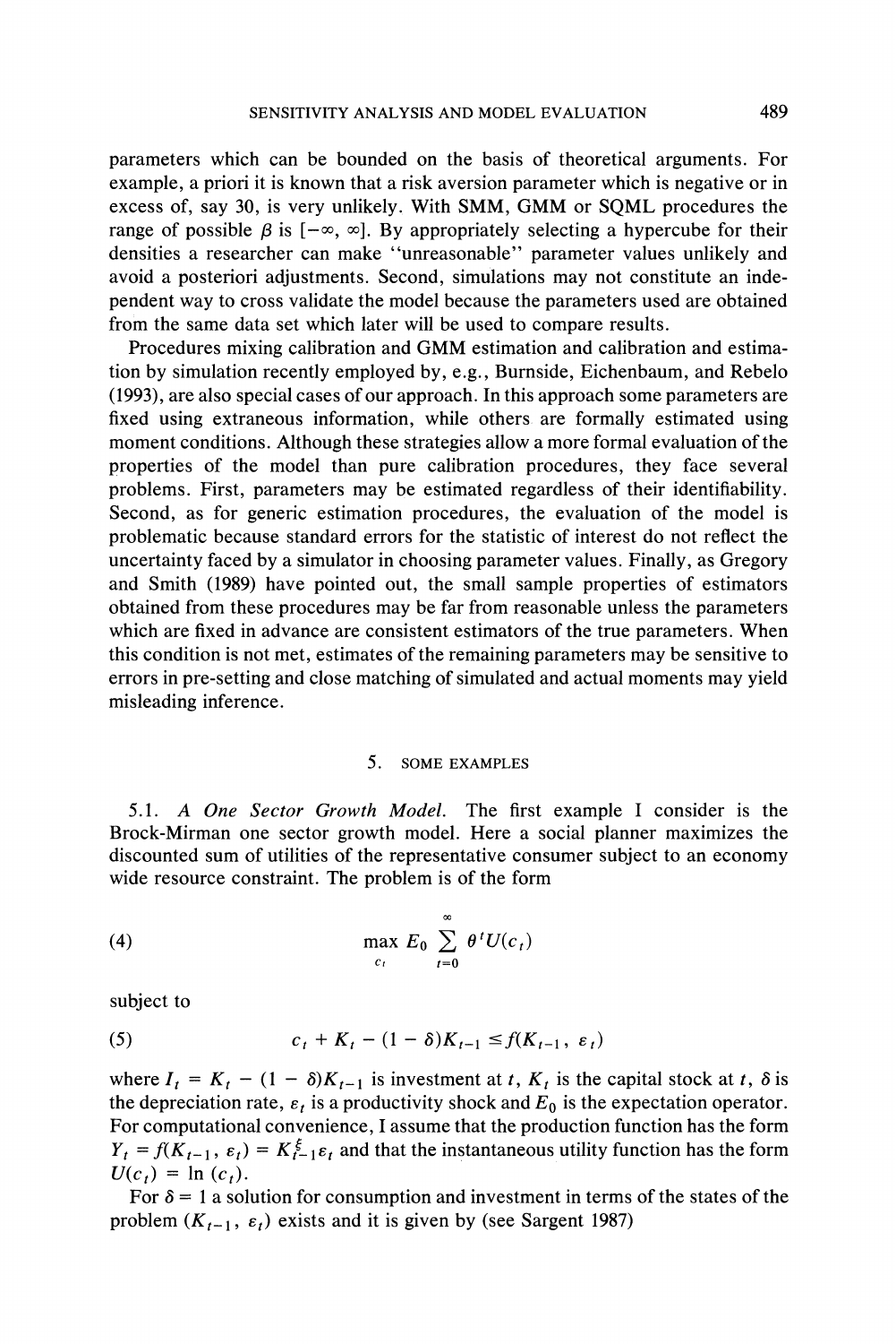parameters which can be bounded on the basis of theoretical arguments. For example, a priori it is known that a risk aversion parameter which is negative or in excess of, say 30, is very unlikely. With SMM, GMM or SQML procedures the range of possible $\beta$ is $[-\infty, \infty]$. By appropriately selecting a hypercube for their densities a researcher can make "unreasonable" parameter values unlikely and avoid a posteriori adjustments. Second, simulations may not constitute an independent way to cross validate the model because the parameters used are obtained from the same data set which later will be used to compare results.

Procedures mixing calibration and GMM estimation and calibration and estimation by simulation recently employed by, e.g., Burnside, Eichenbaum, and Rebelo (1993), are also special cases of our approach. In this approach some parameters are fixed using extraneous information, while others are formally estimated using moment conditions. Although these strategies allow a more formal evaluation of the properties of the model than pure calibration procedures, they face several problems. First, parameters may be estimated regardless of their identifiability. Second, as for generic estimation procedures, the evaluation of the model is problematic because standard errors for the statistic of interest do not reflect the uncertainty faced by a simulator in choosing parameter values. Finally, as Gregory and Smith (1989) have pointed out, the small sample properties of estimators obtained from these procedures may be far from reasonable unless the parameters which are fixed in advance are consistent estimators of the true parameters. When this condition is not met, estimates of the remaining parameters may be sensitive to errors in pre-setting and close matching of simulated and actual moments may yield misleading inference.

## 5. SOME EXAMPLES

5.1. *A One Sector Growth Model.* The first example I consider is the Brock-Mirman one sector growth model. Here a social planner maximizes the discounted sum of utilities of the representative consumer subject to an economy wide resource constraint. The problem is of the form

$$\max_{c_t} E_0 \sum_{t=0}^{\infty} \theta^t U(c_t) \tag{4}$$

subject to

$$c_t + K_t - (1-\delta)K_{t-1} \leq f(K_{t-1}, \varepsilon_t) \tag{5}$$

where $I_t = K_t - (1-\delta)K_{t-1}$ is investment at $t$, $K_t$ is the capital stock at $t$, $\delta$ is the depreciation rate, $\varepsilon_t$ is a productivity shock and $E_0$ is the expectation operator. For computational convenience, I assume that the production function has the form $Y_t = f(K_{t-1}, \varepsilon_t) = K_{t-1}^{\xi}\varepsilon_t$ and that the instantaneous utility function has the form $U(c_t) = \ln(c_t)$.

For $\delta = 1$ a solution for consumption and investment in terms of the states of the problem $(K_{t-1}, \varepsilon_t)$ exists and it is given by (see Sargent 1987)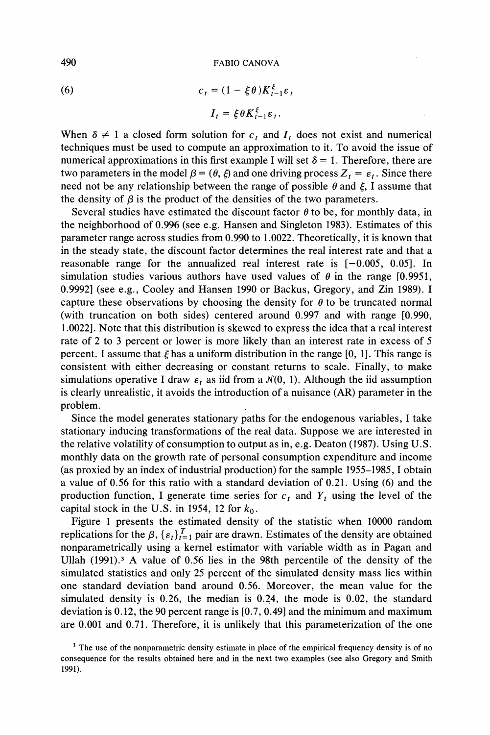$$c_t = (1 - \xi\theta)K_{t-1}^{\xi}\varepsilon_t \tag{6}$$

$$I_t = \xi\theta K_{t-1}^{\xi}\varepsilon_t.$$

When $\delta \neq 1$ a closed form solution for $c_t$ and $I_t$ does not exist and numerical techniques must be used to compute an approximation to it. To avoid the issue of numerical approximations in this first example I will set $\delta = 1$. Therefore, there are two parameters in the model $\beta = (\theta, \xi)$ and one driving process $Z_t = \varepsilon_t$. Since there need not be any relationship between the range of possible $\theta$ and $\xi$, I assume that the density of $\beta$ is the product of the densities of the two parameters.

Several studies have estimated the discount factor $\theta$ to be, for monthly data, in the neighborhood of 0.996 (see e.g. Hansen and Singleton 1983). Estimates of this parameter range across studies from 0.990 to 1.0022. Theoretically, it is known that in the steady state, the discount factor determines the real interest rate and that a reasonable range for the annualized real interest rate is [−0.005, 0.05]. In simulation studies various authors have used values of $\theta$ in the range [0.9951, 0.9992] (see e.g., Cooley and Hansen 1990 or Backus, Gregory, and Zin 1989). I capture these observations by choosing the density for $\theta$ to be truncated normal (with truncation on both sides) centered around 0.997 and with range [0.990, 1.0022]. Note that this distribution is skewed to express the idea that a real interest rate of 2 to 3 percent or lower is more likely than an interest rate in excess of 5 percent. I assume that $\xi$ has a uniform distribution in the range [0, 1]. This range is consistent with either decreasing or constant returns to scale. Finally, to make simulations operative I draw $\varepsilon_t$ as iid from a $\mathcal{N}(0, 1)$. Although the iid assumption is clearly unrealistic, it avoids the introduction of a nuisance (AR) parameter in the problem.

Since the model generates stationary paths for the endogenous variables, I take stationary inducing transformations of the real data. Suppose we are interested in the relative volatility of consumption to output as in, e.g. Deaton (1987). Using U.S. monthly data on the growth rate of personal consumption expenditure and income (as proxied by an index of industrial production) for the sample 1955–1985, I obtain a value of 0.56 for this ratio with a standard deviation of 0.21. Using (6) and the production function, I generate time series for $c_t$ and $Y_t$ using the level of the capital stock in the U.S. in 1954, 12 for $k_0$.

Figure 1 presents the estimated density of the statistic when 10000 random replications for the $\beta$, $\{\varepsilon_t\}_{t=1}^{T}$ pair are drawn. Estimates of the density are obtained nonparametrically using a kernel estimator with variable width as in Pagan and Ullah (1991).[3] A value of 0.56 lies in the 98th percentile of the density of the simulated statistics and only 25 percent of the simulated density mass lies within one standard deviation band around 0.56. Moreover, the mean value for the simulated density is 0.26, the median is 0.24, the mode is 0.02, the standard deviation is 0.12, the 90 percent range is [0.7, 0.49] and the minimum and maximum are 0.001 and 0.71. Therefore, it is unlikely that this parameterization of the one

[3] The use of the nonparametric density estimate in place of the empirical frequency density is of no consequence for the results obtained here and in the next two examples (see also Gregory and Smith 1991).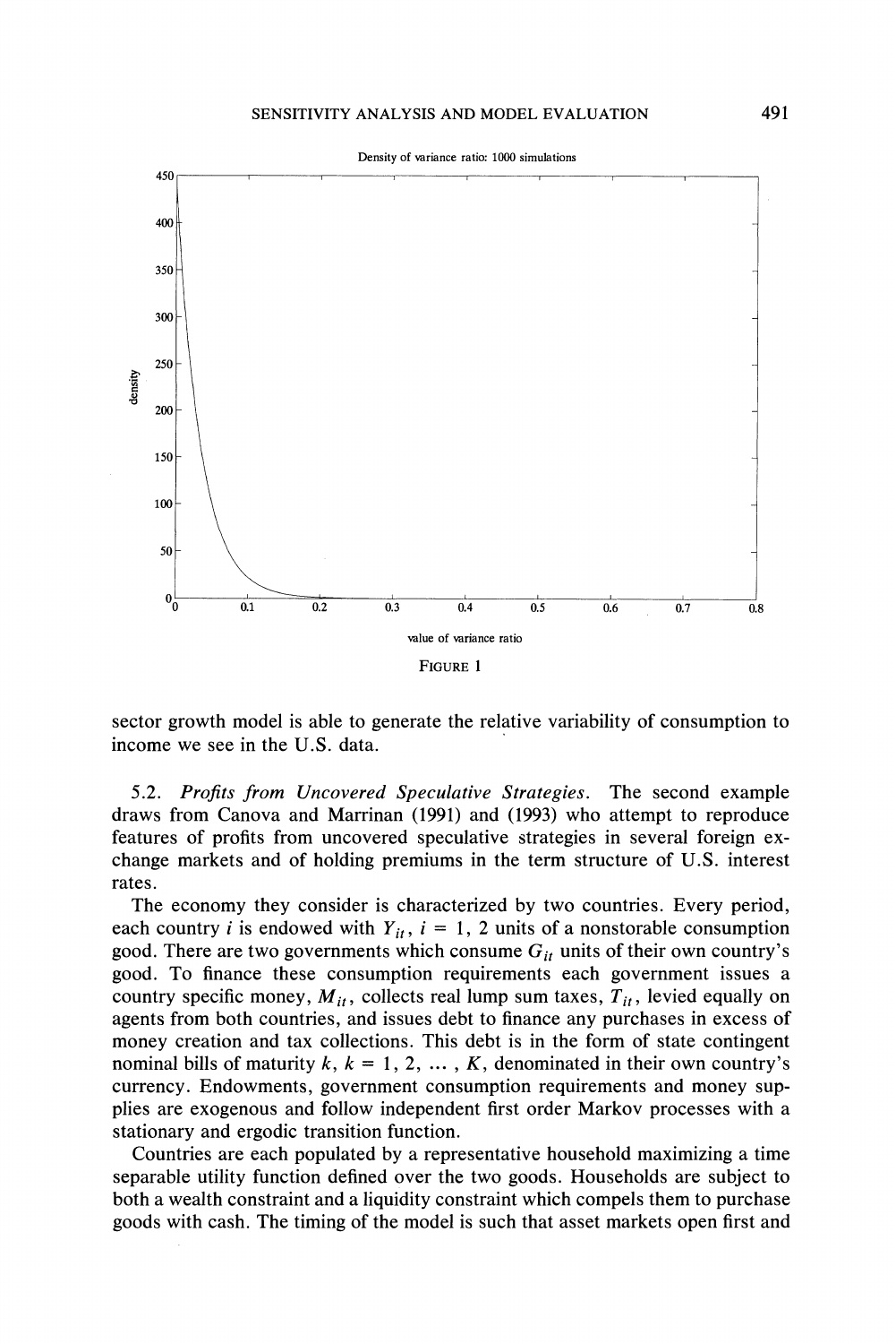Density of variance ratio: 1000 simulations

FIGURE 1

sector growth model is able to generate the relative variability of consumption to income we see in the U.S. data.

5.2. *Profits from Uncovered Speculative Strategies.* The second example draws from Canova and Marrinan (1991) and (1993) who attempt to reproduce features of profits from uncovered speculative strategies in several foreign exchange markets and of holding premiums in the term structure of U.S. interest rates.

The economy they consider is characterized by two countries. Every period, each country $i$ is endowed with $Y_{it}$, $i = 1, 2$ units of a nonstorable consumption good. There are two governments which consume $G_{it}$ units of their own country's good. To finance these consumption requirements each government issues a country specific money, $M_{it}$, collects real lump sum taxes, $T_{it}$, levied equally on agents from both countries, and issues debt to finance any purchases in excess of money creation and tax collections. This debt is in the form of state contingent nominal bills of maturity $k$, $k = 1, 2, \ldots, K$, denominated in their own country's currency. Endowments, government consumption requirements and money supplies are exogenous and follow independent first order Markov processes with a stationary and ergodic transition function.

Countries are each populated by a representative household maximizing a time separable utility function defined over the two goods. Households are subject to both a wealth constraint and a liquidity constraint which compels them to purchase goods with cash. The timing of the model is such that asset markets open first and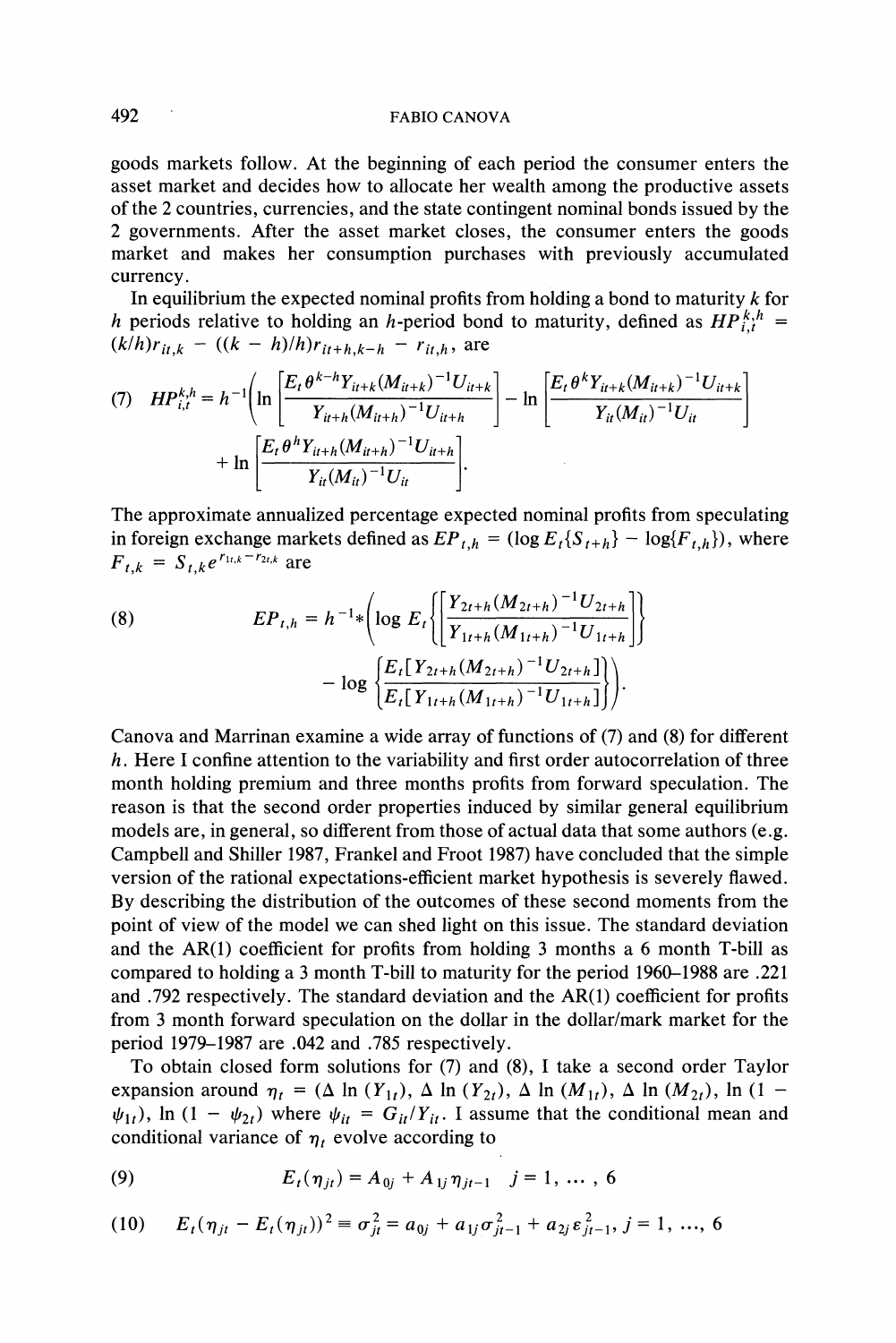goods markets follow. At the beginning of each period the consumer enters the asset market and decides how to allocate her wealth among the productive assets of the 2 countries, currencies, and the state contingent nominal bonds issued by the 2 governments. After the asset market closes, the consumer enters the goods market and makes her consumption purchases with previously accumulated currency.

In equilibrium the expected nominal profits from holding a bond to maturity $k$ for $h$ periods relative to holding an $h$-period bond to maturity, defined as $HP_{i,t}^{k,h} = (k/h)r_{it,k} - ((k-h)/h)r_{it+h,k-h} - r_{it,h}$, are

$$(7)\quad HP_{i,t}^{k,h} = h^{-1}\left(\ln\left[\frac{E_t\theta^{k-h}Y_{it+k}(M_{it+k})^{-1}U_{it+k}}{Y_{it+h}(M_{it+h})^{-1}U_{it+h}}\right] - \ln\left[\frac{E_t\theta^{k}Y_{it+k}(M_{it+k})^{-1}U_{it+k}}{Y_{it}(M_{it})^{-1}U_{it}}\right] + \ln\left[\frac{E_t\theta^{h}Y_{it+h}(M_{it+h})^{-1}U_{it+h}}{Y_{it}(M_{it})^{-1}U_{it}}\right]\right).$$

The approximate annualized percentage expected nominal profits from speculating in foreign exchange markets defined as $EP_{t,h} = (\log E_t\{S_{t+h}\} - \log\{F_{t,h}\})$, where $F_{t,k} = S_{t,k}e^{r_{1t,k}-r_{2t,k}}$ are

$$(8)\quad EP_{t,h} = h^{-1}*\left(\log E_t\left\{\left[\frac{Y_{2t+h}(M_{2t+h})^{-1}U_{2t+h}}{Y_{1t+h}(M_{1t+h})^{-1}U_{1t+h}}\right]\right\} - \log\left\{\frac{E_t[Y_{2t+h}(M_{2t+h})^{-1}U_{2t+h}]}{E_t[Y_{1t+h}(M_{1t+h})^{-1}U_{1t+h}]}\right\}\right).$$

Canova and Marrinan examine a wide array of functions of (7) and (8) for different $h$. Here I confine attention to the variability and first order autocorrelation of three month holding premium and three months profits from forward speculation. The reason is that the second order properties induced by similar general equilibrium models are, in general, so different from those of actual data that some authors (e.g. Campbell and Shiller 1987, Frankel and Froot 1987) have concluded that the simple version of the rational expectations-efficient market hypothesis is severely flawed. By describing the distribution of the outcomes of these second moments from the point of view of the model we can shed light on this issue. The standard deviation and the AR(1) coefficient for profits from holding 3 months a 6 month T-bill as compared to holding a 3 month T-bill to maturity for the period 1960–1988 are .221 and .792 respectively. The standard deviation and the AR(1) coefficient for profits from 3 month forward speculation on the dollar in the dollar/mark market for the period 1979–1987 are .042 and .785 respectively.

To obtain closed form solutions for (7) and (8), I take a second order Taylor expansion around $\eta_t = (\Delta\ln(Y_{1t}), \Delta\ln(Y_{2t}), \Delta\ln(M_{1t}), \Delta\ln(M_{2t}), \ln(1-\psi_{1t}), \ln(1-\psi_{2t})$ where $\psi_{it} = G_{it}/Y_{it}$. I assume that the conditional mean and conditional variance of $\eta_t$ evolve according to

$$(9)\quad E_t(\eta_{jt}) = A_{0j} + A_{1j}\eta_{jt-1} \quad j = 1, \ldots, 6$$

$$(10)\quad E_t(\eta_{jt} - E_t(\eta_{jt}))^2 \equiv \sigma_{jt}^2 = a_{0j} + a_{1j}\sigma_{jt-1}^2 + a_{2j}\varepsilon_{jt-1}^2,\ j = 1, \ldots, 6$$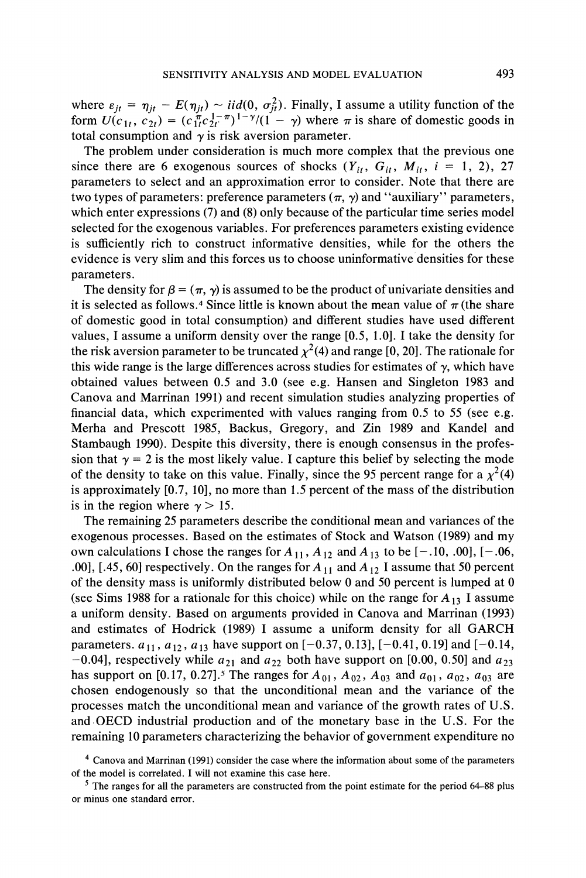where $\epsilon_{jt} = \eta_{jt} - E(\eta_{jt}) \sim iid(0, \sigma_{jt}^2)$. Finally, I assume a utility function of the form $U(c_{1t}, c_{2t}) = (c_{1t}^{\pi} c_{2t}^{1-\pi})^{1-\gamma}/(1-\gamma)$ where $\pi$ is share of domestic goods in total consumption and $\gamma$ is risk aversion parameter.

The problem under consideration is much more complex that the previous one since there are 6 exogenous sources of shocks ($Y_{it}$, $G_{it}$, $M_{it}$, $i = 1, 2$), 27 parameters to select and an approximation error to consider. Note that there are two types of parameters: preference parameters ($\pi$, $\gamma$) and "auxiliary" parameters, which enter expressions (7) and (8) only because of the particular time series model selected for the exogenous variables. For preferences parameters existing evidence is sufficiently rich to construct informative densities, while for the others the evidence is very slim and this forces us to choose uninformative densities for these parameters.

The density for $\beta = (\pi, \gamma)$ is assumed to be the product of univariate densities and it is selected as follows.[4] Since little is known about the mean value of $\pi$ (the share of domestic good in total consumption) and different studies have used different values, I assume a uniform density over the range [0.5, 1.0]. I take the density for the risk aversion parameter to be truncated $\chi^2(4)$ and range [0, 20]. The rationale for this wide range is the large differences across studies for estimates of $\gamma$, which have obtained values between 0.5 and 3.0 (see e.g. Hansen and Singleton 1983 and Canova and Marrinan 1991) and recent simulation studies analyzing properties of financial data, which experimented with values ranging from 0.5 to 55 (see e.g. Merha and Prescott 1985, Backus, Gregory, and Zin 1989 and Kandel and Stambaugh 1990). Despite this diversity, there is enough consensus in the profession that $\gamma = 2$ is the most likely value. I capture this belief by selecting the mode of the density to take on this value. Finally, since the 95 percent range for a $\chi^2(4)$ is approximately [0.7, 10], no more than 1.5 percent of the mass of the distribution is in the region where $\gamma > 15$.

The remaining 25 parameters describe the conditional mean and variances of the exogenous processes. Based on the estimates of Stock and Watson (1989) and my own calculations I chose the ranges for $A_{11}$, $A_{12}$ and $A_{13}$ to be [−.10, .00], [−.06, .00], [.45, 60] respectively. On the ranges for $A_{11}$ and $A_{12}$ I assume that 50 percent of the density mass is uniformly distributed below 0 and 50 percent is lumped at 0 (see Sims 1988 for a rationale for this choice) while on the range for $A_{13}$ I assume a uniform density. Based on arguments provided in Canova and Marrinan (1993) and estimates of Hodrick (1989) I assume a uniform density for all GARCH parameters. $a_{11}$, $a_{12}$, $a_{13}$ have support on [−0.37, 0.13], [−0.41, 0.19] and [−0.14, −0.04], respectively while $a_{21}$ and $a_{22}$ both have support on [0.00, 0.50] and $a_{23}$ has support on [0.17, 0.27].[5] The ranges for $A_{01}$, $A_{02}$, $A_{03}$ and $a_{01}$, $a_{02}$, $a_{03}$ are chosen endogenously so that the unconditional mean and the variance of the processes match the unconditional mean and variance of the growth rates of U.S. and OECD industrial production and of the monetary base in the U.S. For the remaining 10 parameters characterizing the behavior of government expenditure no

[4] Canova and Marrinan (1991) consider the case where the information about some of the parameters of the model is correlated. I will not examine this case here.

[5] The ranges for all the parameters are constructed from the point estimate for the period 64–88 plus or minus one standard error.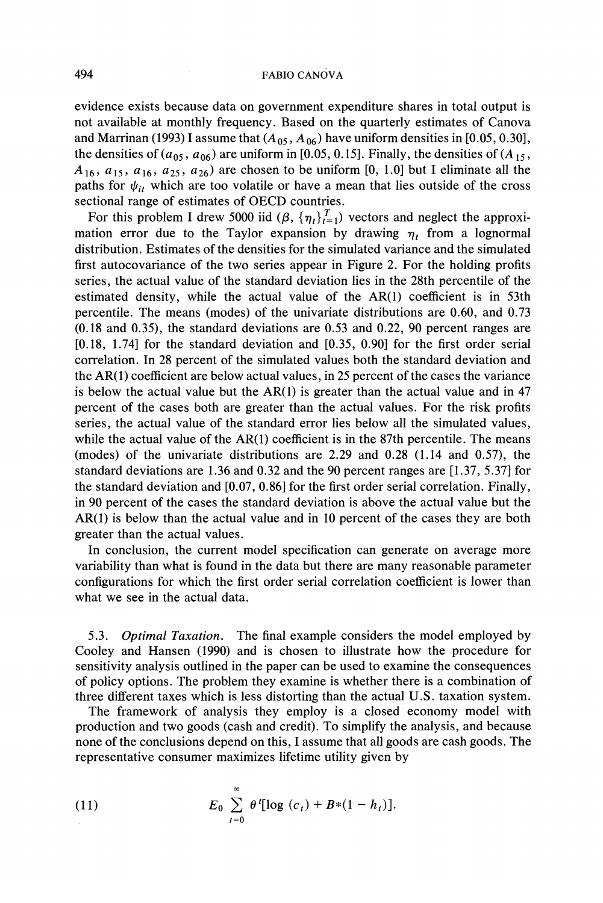evidence exists because data on government expenditure shares in total output is not available at monthly frequency. Based on the quarterly estimates of Canova and Marrinan (1993) I assume that ($A_{05}$, $A_{06}$) have uniform densities in [0.05, 0.30], the densities of ($a_{05}$, $a_{06}$) are uniform in [0.05, 0.15]. Finally, the densities of ($A_{15}$, $A_{16}$, $a_{15}$, $a_{16}$, $a_{25}$, $a_{26}$) are chosen to be uniform [0, 1.0] but I eliminate all the paths for $\psi_{it}$ which are too volatile or have a mean that lies outside of the cross sectional range of estimates of OECD countries.

For this problem I drew 5000 iid ($\beta$, $\{\eta_t\}_{t=1}^{T}$) vectors and neglect the approximation error due to the Taylor expansion by drawing $\eta_t$ from a lognormal distribution. Estimates of the densities for the simulated variance and the simulated first autocovariance of the two series appear in Figure 2. For the holding profits series, the actual value of the standard deviation lies in the 28th percentile of the estimated density, while the actual value of the AR(1) coefficient is in 53th percentile. The means (modes) of the univariate distributions are 0.60, and 0.73 (0.18 and 0.35), the standard deviations are 0.53 and 0.22, 90 percent ranges are [0.18, 1.74] for the standard deviation and [0.35, 0.90] for the first order serial correlation. In 28 percent of the simulated values both the standard deviation and the AR(1) coefficient are below actual values, in 25 percent of the cases the variance is below the actual value but the AR(1) is greater than the actual value and in 47 percent of the cases both are greater than the actual values. For the risk profits series, the actual value of the standard error lies below all the simulated values, while the actual value of the AR(1) coefficient is in the 87th percentile. The means (modes) of the univariate distributions are 2.29 and 0.28 (1.14 and 0.57), the standard deviations are 1.36 and 0.32 and the 90 percent ranges are [1.37, 5.37] for the standard deviation and [0.07, 0.86] for the first order serial correlation. Finally, in 90 percent of the cases the standard deviation is above the actual value but the AR(1) is below than the actual value and in 10 percent of the cases they are both greater than the actual values.

In conclusion, the current model specification can generate on average more variability than what is found in the data but there are many reasonable parameter configurations for which the first order serial correlation coefficient is lower than what we see in the actual data.

5.3. *Optimal Taxation.* The final example considers the model employed by Cooley and Hansen (1990) and is chosen to illustrate how the procedure for sensitivity analysis outlined in the paper can be used to examine the consequences of policy options. The problem they examine is whether there is a combination of three different taxes which is less distorting than the actual U.S. taxation system.

The framework of analysis they employ is a closed economy model with production and two goods (cash and credit). To simplify the analysis, and because none of the conclusions depend on this, I assume that all goods are cash goods. The representative consumer maximizes lifetime utility given by

$$E_0 \sum_{t=0}^{\infty} \theta^t[\log(c_t) + B*(1 - h_t)]. \tag{11}$$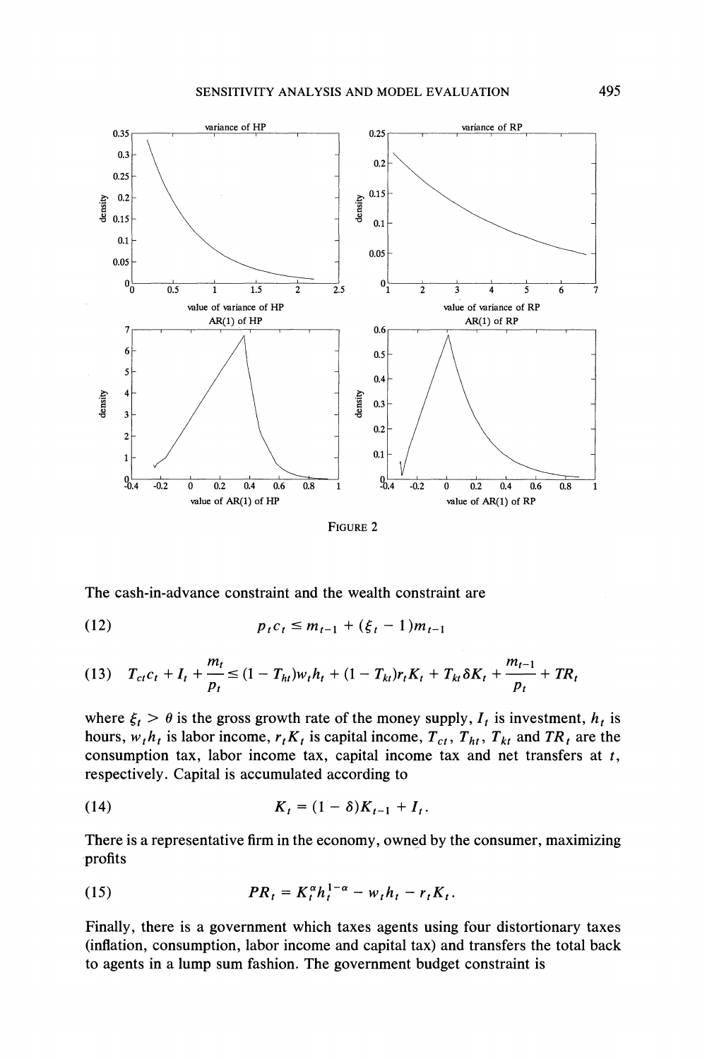FIGURE 2

The cash-in-advance constraint and the wealth constraint are

$$p_t c_t \leq m_{t-1} + (\xi_t - 1)m_{t-1} \tag{12}$$

$$T_{ct}c_t + I_t + \frac{m_t}{p_t} \leq (1 - T_{ht})w_t h_t + (1 - T_{kt})r_t K_t + T_{kt}\delta K_t + \frac{m_{t-1}}{p_t} + TR_t \tag{13}$$

where $\xi_t > \theta$ is the gross growth rate of the money supply, $I_t$ is investment, $h_t$ is hours, $w_t h_t$ is labor income, $r_t K_t$ is capital income, $T_{ct}$, $T_{ht}$, $T_{kt}$ and $TR_t$ are the consumption tax, labor income tax, capital income tax and net transfers at $t$, respectively. Capital is accumulated according to

$$K_t = (1 - \delta)K_{t-1} + I_t. \tag{14}$$

There is a representative firm in the economy, owned by the consumer, maximizing profits

$$PR_t = K_t^{\alpha} h_t^{1-\alpha} - w_t h_t - r_t K_t. \tag{15}$$

Finally, there is a government which taxes agents using four distortionary taxes (inflation, consumption, labor income and capital tax) and transfers the total back to agents in a lump sum fashion. The government budget constraint is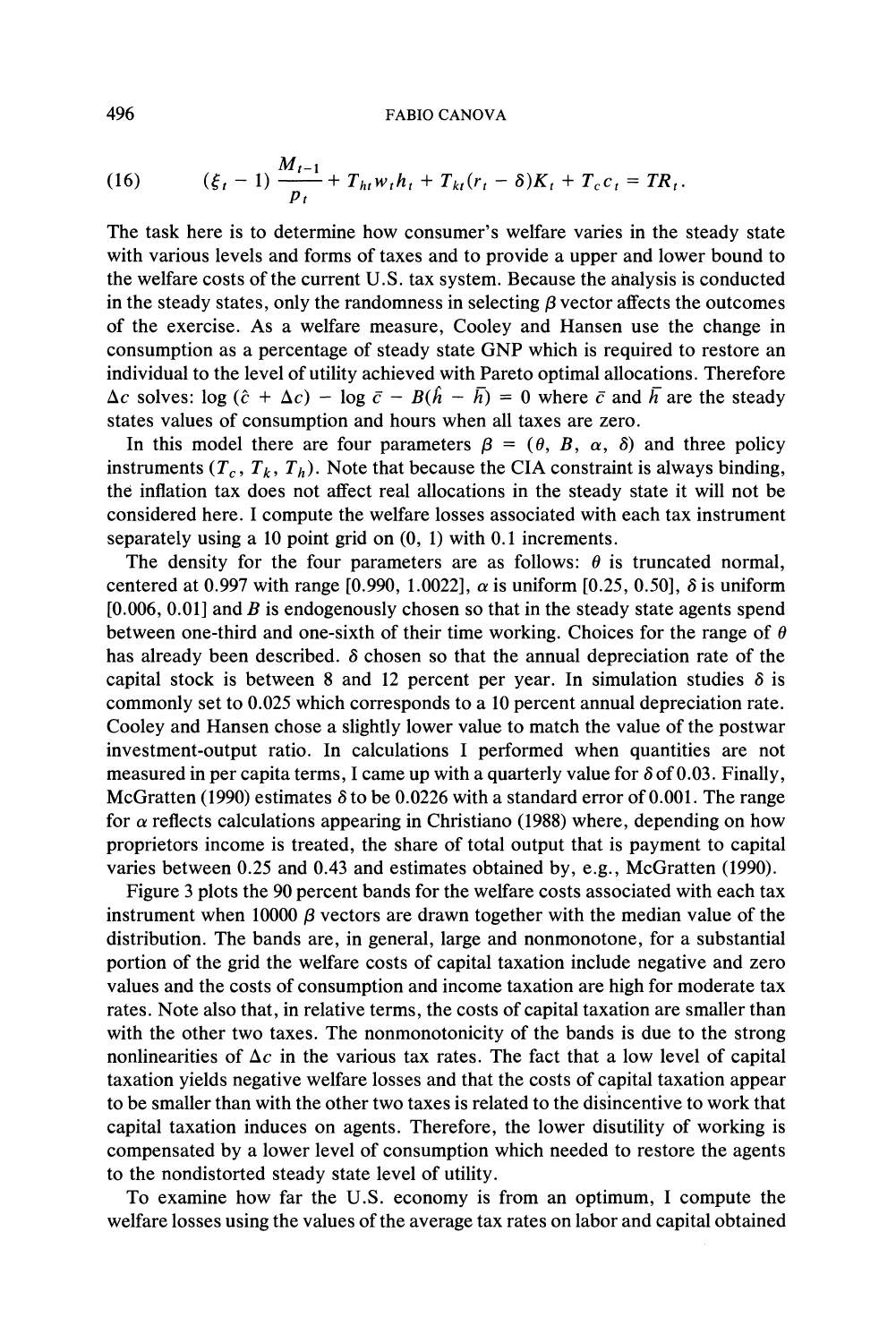$$(16) \qquad (\xi_t - 1)\frac{M_{t-1}}{p_t} + T_{ht} w_t h_t + T_{kt}(r_t - \delta)K_t + T_c c_t = TR_t.$$

The task here is to determine how consumer's welfare varies in the steady state with various levels and forms of taxes and to provide a upper and lower bound to the welfare costs of the current U.S. tax system. Because the analysis is conducted in the steady states, only the randomness in selecting $\beta$ vector affects the outcomes of the exercise. As a welfare measure, Cooley and Hansen use the change in consumption as a percentage of steady state GNP which is required to restore an individual to the level of utility achieved with Pareto optimal allocations. Therefore $\Delta c$ solves: $\log(\hat{c} + \Delta c) - \log \bar{c} - B(\hat{h} - \bar{h}) = 0$ where $\bar{c}$ and $\bar{h}$ are the steady states values of consumption and hours when all taxes are zero.

In this model there are four parameters $\beta = (\theta, B, \alpha, \delta)$ and three policy instruments $(T_c, T_k, T_h)$. Note that because the CIA constraint is always binding, the inflation tax does not affect real allocations in the steady state it will not be considered here. I compute the welfare losses associated with each tax instrument separately using a 10 point grid on (0, 1) with 0.1 increments.

The density for the four parameters are as follows: $\theta$ is truncated normal, centered at 0.997 with range [0.990, 1.0022], $\alpha$ is uniform [0.25, 0.50], $\delta$ is uniform [0.006, 0.01] and $B$ is endogenously chosen so that in the steady state agents spend between one-third and one-sixth of their time working. Choices for the range of $\theta$ has already been described. $\delta$ chosen so that the annual depreciation rate of the capital stock is between 8 and 12 percent per year. In simulation studies $\delta$ is commonly set to 0.025 which corresponds to a 10 percent annual depreciation rate. Cooley and Hansen chose a slightly lower value to match the value of the postwar investment-output ratio. In calculations I performed when quantities are not measured in per capita terms, I came up with a quarterly value for $\delta$ of 0.03. Finally, McGratten (1990) estimates $\delta$ to be 0.0226 with a standard error of 0.001. The range for $\alpha$ reflects calculations appearing in Christiano (1988) where, depending on how proprietors income is treated, the share of total output that is payment to capital varies between 0.25 and 0.43 and estimates obtained by, e.g., McGratten (1990).

Figure 3 plots the 90 percent bands for the welfare costs associated with each tax instrument when 10000 $\beta$ vectors are drawn together with the median value of the distribution. The bands are, in general, large and nonmonotone, for a substantial portion of the grid the welfare costs of capital taxation include negative and zero values and the costs of consumption and income taxation are high for moderate tax rates. Note also that, in relative terms, the costs of capital taxation are smaller than with the other two taxes. The nonmonotonicity of the bands is due to the strong nonlinearities of $\Delta c$ in the various tax rates. The fact that a low level of capital taxation yields negative welfare losses and that the costs of capital taxation appear to be smaller than with the other two taxes is related to the disincentive to work that capital taxation induces on agents. Therefore, the lower disutility of working is compensated by a lower level of consumption which needed to restore the agents to the nondistorted steady state level of utility.

To examine how far the U.S. economy is from an optimum, I compute the welfare losses using the values of the average tax rates on labor and capital obtained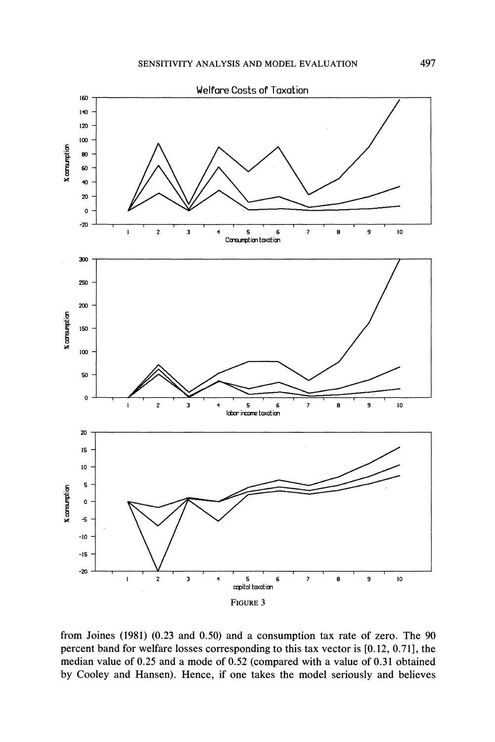FIGURE 3

from Joines (1981) (0.23 and 0.50) and a consumption tax rate of zero. The 90 percent band for welfare losses corresponding to this tax vector is [0.12, 0.71], the median value of 0.25 and a mode of 0.52 (compared with a value of 0.31 obtained by Cooley and Hansen). Hence, if one takes the model seriously and believes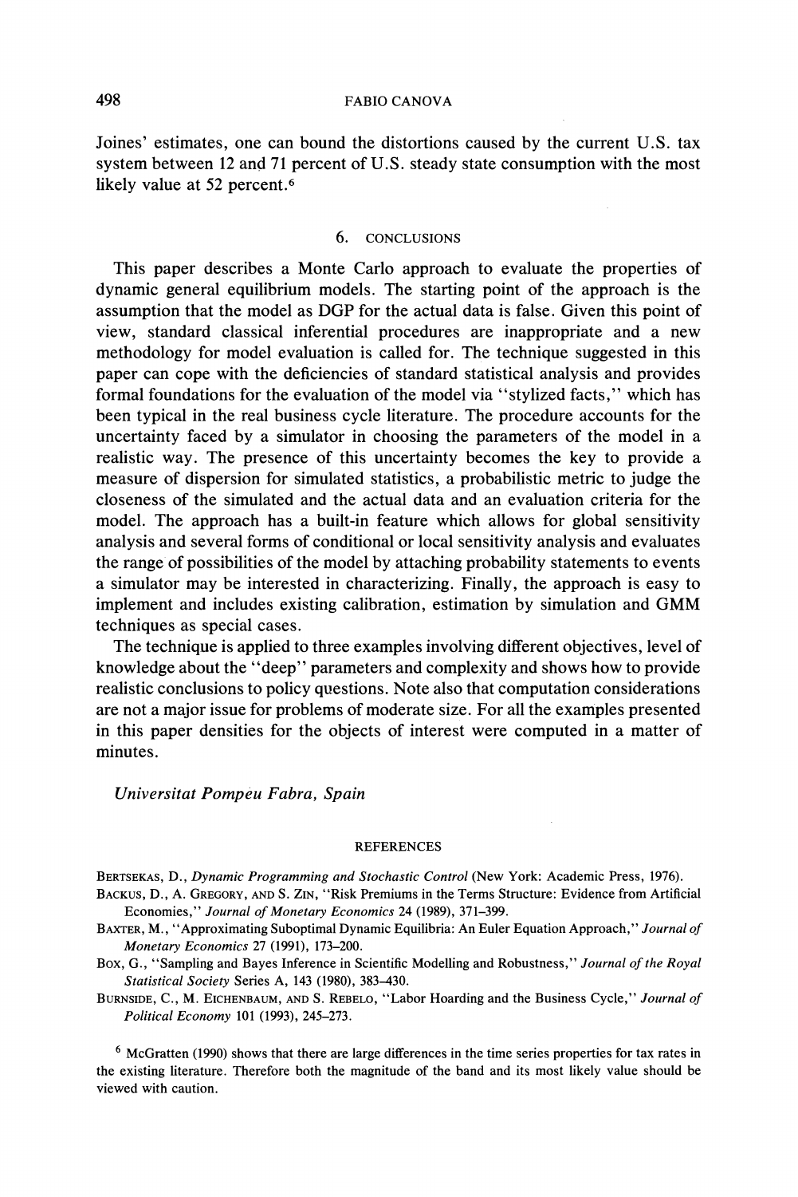Joines' estimates, one can bound the distortions caused by the current U.S. tax system between 12 and 71 percent of U.S. steady state consumption with the most likely value at 52 percent.[6]

## 6. CONCLUSIONS

This paper describes a Monte Carlo approach to evaluate the properties of dynamic general equilibrium models. The starting point of the approach is the assumption that the model as DGP for the actual data is false. Given this point of view, standard classical inferential procedures are inappropriate and a new methodology for model evaluation is called for. The technique suggested in this paper can cope with the deficiencies of standard statistical analysis and provides formal foundations for the evaluation of the model via "stylized facts," which has been typical in the real business cycle literature. The procedure accounts for the uncertainty faced by a simulator in choosing the parameters of the model in a realistic way. The presence of this uncertainty becomes the key to provide a measure of dispersion for simulated statistics, a probabilistic metric to judge the closeness of the simulated and the actual data and an evaluation criteria for the model. The approach has a built-in feature which allows for global sensitivity analysis and several forms of conditional or local sensitivity analysis and evaluates the range of possibilities of the model by attaching probability statements to events a simulator may be interested in characterizing. Finally, the approach is easy to implement and includes existing calibration, estimation by simulation and GMM techniques as special cases.

The technique is applied to three examples involving different objectives, level of knowledge about the "deep" parameters and complexity and shows how to provide realistic conclusions to policy questions. Note also that computation considerations are not a major issue for problems of moderate size. For all the examples presented in this paper densities for the objects of interest were computed in a matter of minutes.

*Universitat Pompeu Fabra, Spain*

## REFERENCES

BERTSEKAS, D., *Dynamic Programming and Stochastic Control* (New York: Academic Press, 1976).

BACKUS, D., A. GREGORY, AND S. ZIN, "Risk Premiums in the Terms Structure: Evidence from Artificial Economies," *Journal of Monetary Economics* 24 (1989), 371–399.

BAXTER, M., "Approximating Suboptimal Dynamic Equilibria: An Euler Equation Approach," *Journal of Monetary Economics* 27 (1991), 173–200.

BOX, G., "Sampling and Bayes Inference in Scientific Modelling and Robustness," *Journal of the Royal Statistical Society* Series A, 143 (1980), 383–430.

BURNSIDE, C., M. EICHENBAUM, AND S. REBELO, "Labor Hoarding and the Business Cycle," *Journal of Political Economy* 101 (1993), 245–273.

[6] McGratten (1990) shows that there are large differences in the time series properties for tax rates in the existing literature. Therefore both the magnitude of the band and its most likely value should be viewed with caution.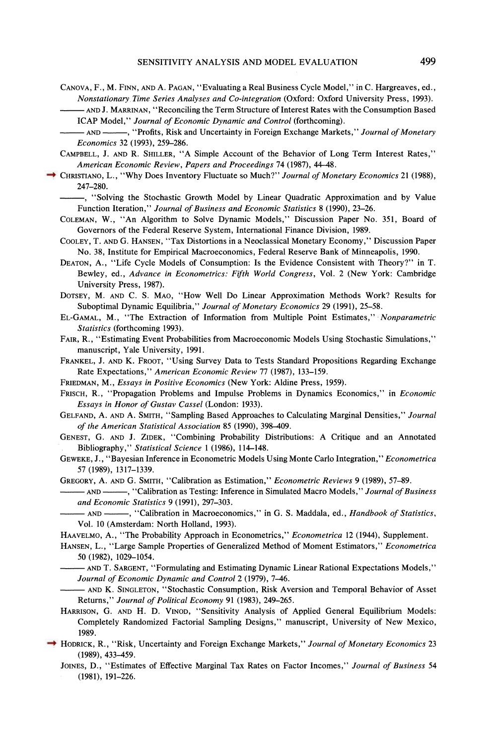CANOVA, F., M. FINN, AND A. PAGAN, "Evaluating a Real Business Cycle Model," in C. Hargreaves, ed., *Nonstationary Time Series Analyses and Co-integration* (Oxford: Oxford University Press, 1993).

——— AND J. MARRINAN, "Reconciling the Term Structure of Interest Rates with the Consumption Based ICAP Model," *Journal of Economic Dynamic and Control* (forthcoming).

——— AND ———, "Profits, Risk and Uncertainty in Foreign Exchange Markets," *Journal of Monetary Economics* 32 (1993), 259–286.

CAMPBELL, J. AND R. SHILLER, "A Simple Account of the Behavior of Long Term Interest Rates," *American Economic Review, Papers and Proceedings* 74 (1987), 44–48.

CHRISTIANO, L., "Why Does Inventory Fluctuate so Much?" *Journal of Monetary Economics* 21 (1988), 247–280.

———, "Solving the Stochastic Growth Model by Linear Quadratic Approximation and by Value Function Iteration," *Journal of Business and Economic Statistics* 8 (1990), 23–26.

COLEMAN, W., "An Algorithm to Solve Dynamic Models," Discussion Paper No. 351, Board of Governors of the Federal Reserve System, International Finance Division, 1989.

COOLEY, T. AND G. HANSEN, "Tax Distortions in a Neoclassical Monetary Economy," Discussion Paper No. 38, Institute for Empirical Macroeconomics, Federal Reserve Bank of Minneapolis, 1990.

DEATON, A., "Life Cycle Models of Consumption: Is the Evidence Consistent with Theory?" in T. Bewley, ed., *Advance in Econometrics: Fifth World Congress*, Vol. 2 (New York: Cambridge University Press, 1987).

DOTSEY, M. AND C. S. MAO, "How Well Do Linear Approximation Methods Work? Results for Suboptimal Dynamic Equilibria," *Journal of Monetary Economics* 29 (1991), 25–58.

EL-GAMAL, M., "The Extraction of Information from Multiple Point Estimates," *Nonparametric Statistics* (forthcoming 1993).

FAIR, R., "Estimating Event Probabilities from Macroeconomic Models Using Stochastic Simulations," manuscript, Yale University, 1991.

FRANKEL, J. AND K. FROOT, "Using Survey Data to Tests Standard Propositions Regarding Exchange Rate Expectations," *American Economic Review* 77 (1987), 133–159.

FRIEDMAN, M., *Essays in Positive Economics* (New York: Aldine Press, 1959).

FRISCH, R., "Propagation Problems and Impulse Problems in Dynamics Economics," in *Economic Essays in Honor of Gustav Cassel* (London: 1933).

GELFAND, A. AND A. SMITH, "Sampling Based Approaches to Calculating Marginal Densities," *Journal of the American Statistical Association* 85 (1990), 398–409.

GENEST, G. AND J. ZIDEK, "Combining Probability Distributions: A Critique and an Annotated Bibliography," *Statistical Science* 1 (1986), 114–148.

GEWEKE, J., "Bayesian Inference in Econometric Models Using Monte Carlo Integration," *Econometrica* 57 (1989), 1317–1339.

GREGORY, A. AND G. SMITH, "Calibration as Estimation," *Econometric Reviews* 9 (1989), 57–89.

——— AND ———, "Calibration as Testing: Inference in Simulated Macro Models," *Journal of Business and Economic Statistics* 9 (1991), 297–303.

——— AND ———, "Calibration in Macroeconomics," in G. S. Maddala, ed., *Handbook of Statistics*, Vol. 10 (Amsterdam: North Holland, 1993).

HAAVELMO, A., "The Probability Approach in Econometrics," *Econometrica* 12 (1944), Supplement.

HANSEN, L., "Large Sample Properties of Generalized Method of Moment Estimators," *Econometrica* 50 (1982), 1029–1054.

——— AND T. SARGENT, "Formulating and Estimating Dynamic Linear Rational Expectations Models," *Journal of Economic Dynamic and Control* 2 (1979), 7–46.

——— AND K. SINGLETON, "Stochastic Consumption, Risk Aversion and Temporal Behavior of Asset Returns," *Journal of Political Economy* 91 (1983), 249–265.

HARRISON, G. AND H. D. VINOD, "Sensitivity Analysis of Applied General Equilibrium Models: Completely Randomized Factorial Sampling Designs," manuscript, University of New Mexico, 1989.

HODRICK, R., "Risk, Uncertainty and Foreign Exchange Markets," *Journal of Monetary Economics* 23 (1989), 433–459.

JOINES, D., "Estimates of Effective Marginal Tax Rates on Factor Incomes," *Journal of Business* 54 (1981), 191–226.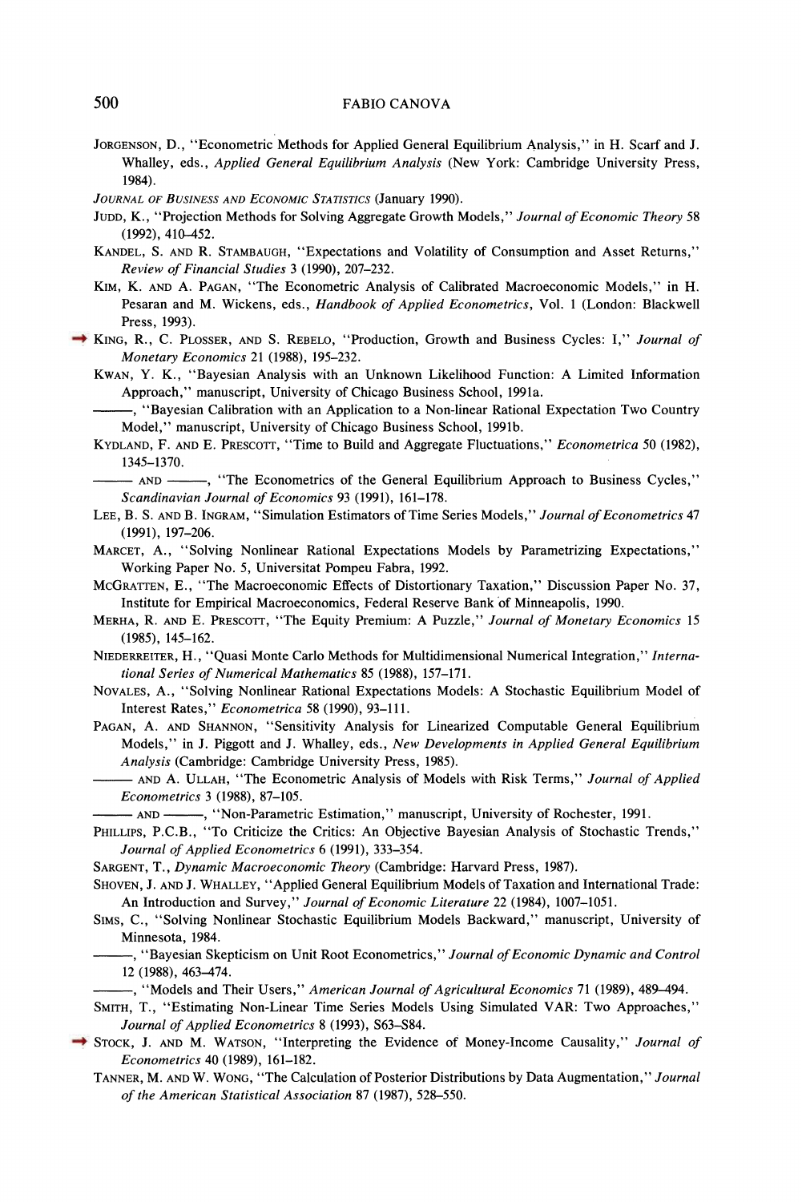JORGENSON, D., "Econometric Methods for Applied General Equilibrium Analysis," in H. Scarf and J. Whalley, eds., *Applied General Equilibrium Analysis* (New York: Cambridge University Press, 1984).

*JOURNAL OF BUSINESS AND ECONOMIC STATISTICS* (January 1990).

JUDD, K., "Projection Methods for Solving Aggregate Growth Models," *Journal of Economic Theory* 58 (1992), 410–452.

KANDEL, S. AND R. STAMBAUGH, "Expectations and Volatility of Consumption and Asset Returns," *Review of Financial Studies* 3 (1990), 207–232.

KIM, K. AND A. PAGAN, "The Econometric Analysis of Calibrated Macroeconomic Models," in H. Pesaran and M. Wickens, eds., *Handbook of Applied Econometrics*, Vol. 1 (London: Blackwell Press, 1993).

KING, R., C. PLOSSER, AND S. REBELO, "Production, Growth and Business Cycles: I," *Journal of Monetary Economics* 21 (1988), 195–232.

KWAN, Y. K., "Bayesian Analysis with an Unknown Likelihood Function: A Limited Information Approach," manuscript, University of Chicago Business School, 1991a.

———, "Bayesian Calibration with an Application to a Non-linear Rational Expectation Two Country Model," manuscript, University of Chicago Business School, 1991b.

KYDLAND, F. AND E. PRESCOTT, "Time to Build and Aggregate Fluctuations," *Econometrica* 50 (1982), 1345–1370.

——— AND ———, "The Econometrics of the General Equilibrium Approach to Business Cycles," *Scandinavian Journal of Economics* 93 (1991), 161–178.

LEE, B. S. AND B. INGRAM, "Simulation Estimators of Time Series Models," *Journal of Econometrics* 47 (1991), 197–206.

MARCET, A., "Solving Nonlinear Rational Expectations Models by Parametrizing Expectations," Working Paper No. 5, Universitat Pompeu Fabra, 1992.

MCGRATTEN, E., "The Macroeconomic Effects of Distortionary Taxation," Discussion Paper No. 37, Institute for Empirical Macroeconomics, Federal Reserve Bank of Minneapolis, 1990.

MERHA, R. AND E. PRESCOTT, "The Equity Premium: A Puzzle," *Journal of Monetary Economics* 15 (1985), 145–162.

NIEDERREITER, H., "Quasi Monte Carlo Methods for Multidimensional Numerical Integration," *International Series of Numerical Mathematics* 85 (1988), 157–171.

NOVALES, A., "Solving Nonlinear Rational Expectations Models: A Stochastic Equilibrium Model of Interest Rates," *Econometrica* 58 (1990), 93–111.

PAGAN, A. AND SHANNON, "Sensitivity Analysis for Linearized Computable General Equilibrium Models," in J. Piggott and J. Whalley, eds., *New Developments in Applied General Equilibrium Analysis* (Cambridge: Cambridge University Press, 1985).

——— AND A. ULLAH, "The Econometric Analysis of Models with Risk Terms," *Journal of Applied Econometrics* 3 (1988), 87–105.

——— AND ———, "Non-Parametric Estimation," manuscript, University of Rochester, 1991.

PHILLIPS, P.C.B., "To Criticize the Critics: An Objective Bayesian Analysis of Stochastic Trends," *Journal of Applied Econometrics* 6 (1991), 333–354.

SARGENT, T., *Dynamic Macroeconomic Theory* (Cambridge: Harvard Press, 1987).

SHOVEN, J. AND J. WHALLEY, "Applied General Equilibrium Models of Taxation and International Trade: An Introduction and Survey," *Journal of Economic Literature* 22 (1984), 1007–1051.

SIMS, C., "Solving Nonlinear Stochastic Equilibrium Models Backward," manuscript, University of Minnesota, 1984.

———, "Bayesian Skepticism on Unit Root Econometrics," *Journal of Economic Dynamic and Control* 12 (1988), 463–474.

———, "Models and Their Users," *American Journal of Agricultural Economics* 71 (1989), 489–494.

SMITH, T., "Estimating Non-Linear Time Series Models Using Simulated VAR: Two Approaches," *Journal of Applied Econometrics* 8 (1993), S63–S84.

STOCK, J. AND M. WATSON, "Interpreting the Evidence of Money-Income Causality," *Journal of Econometrics* 40 (1989), 161–182.

TANNER, M. AND W. WONG, "The Calculation of Posterior Distributions by Data Augmentation," *Journal of the American Statistical Association* 87 (1987), 528–550.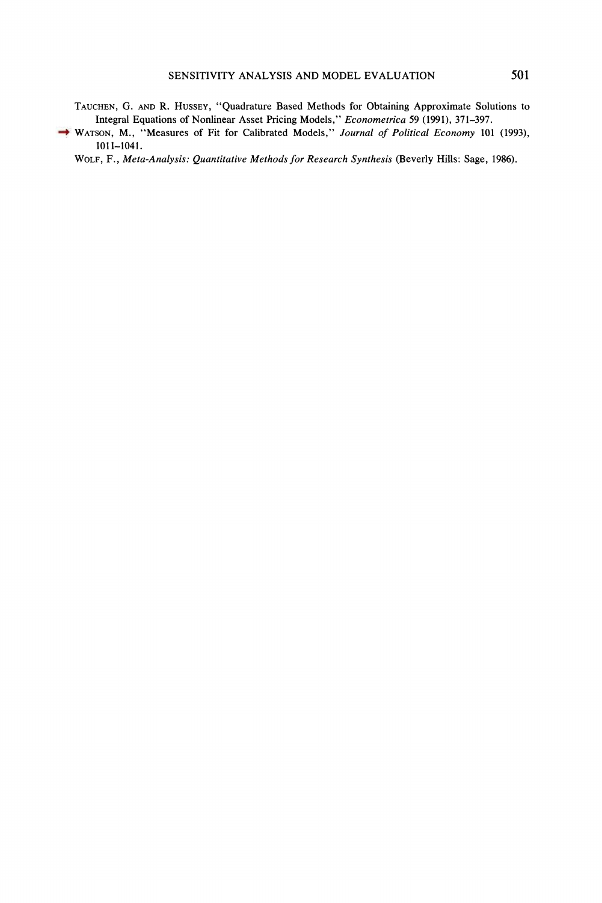Tauchen, G. and R. Hussey, "Quadrature Based Methods for Obtaining Approximate Solutions to Integral Equations of Nonlinear Asset Pricing Models," *Econometrica* 59 (1991), 371–397.

Watson, M., "Measures of Fit for Calibrated Models," *Journal of Political Economy* 101 (1993), 1011–1041.

Wolf, F., *Meta-Analysis: Quantitative Methods for Research Synthesis* (Beverly Hills: Sage, 1986).